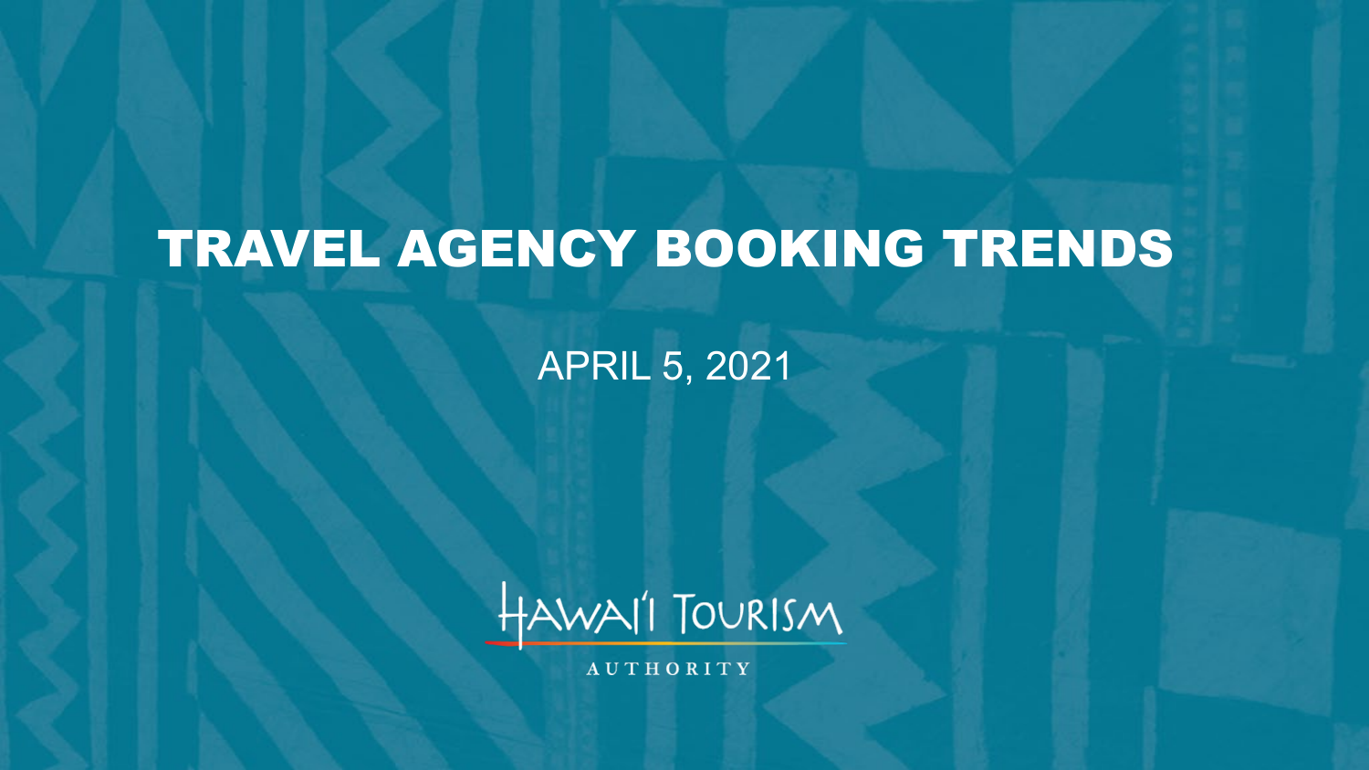# TRAVEL AGENCY BOOKING TRENDS

APRIL 5, 2021

HAWAI'I TOURISM
AUTHORITY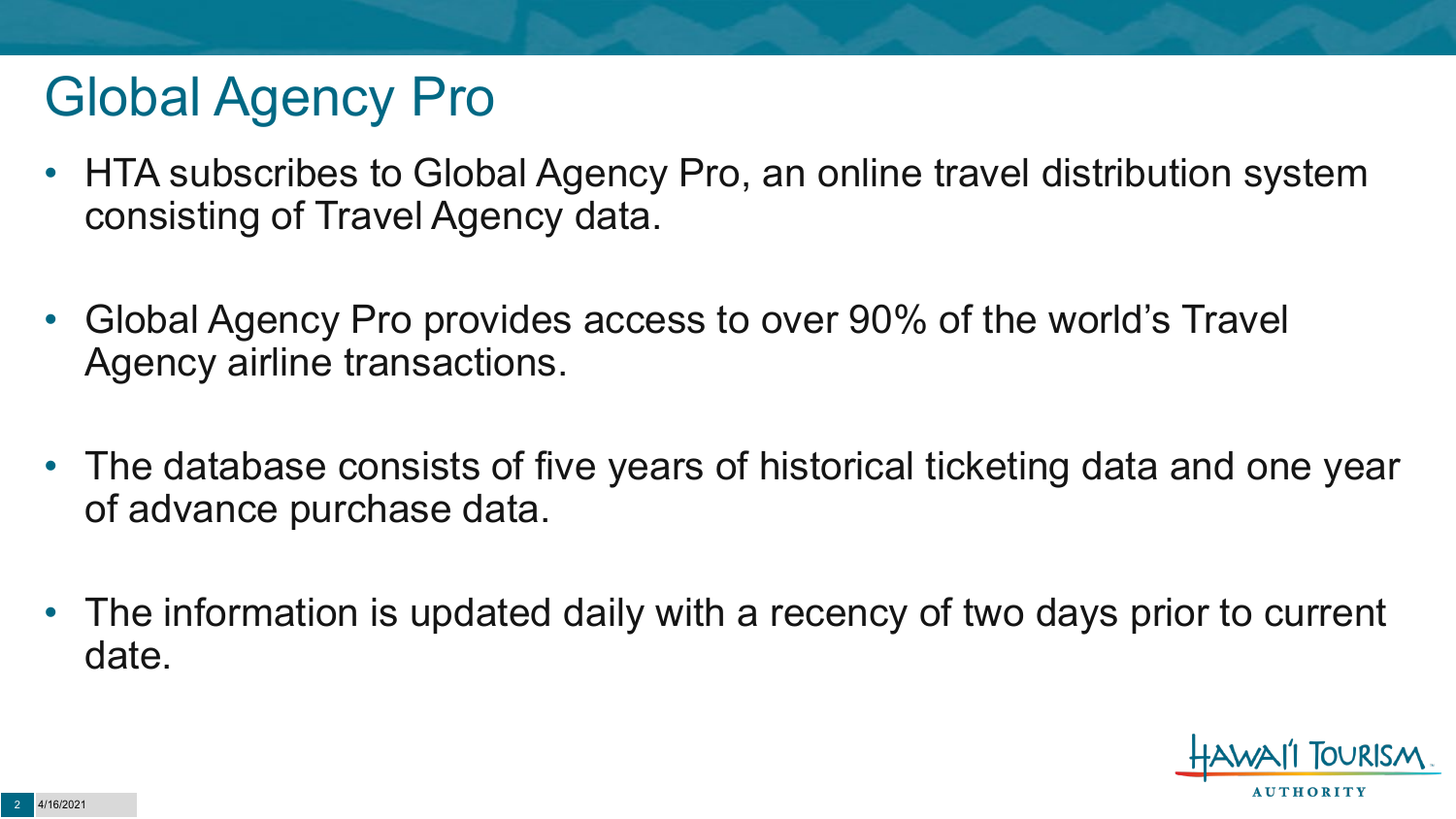# Global Agency Pro

- HTA subscribes to Global Agency Pro, an online travel distribution system consisting of Travel Agency data.
- Global Agency Pro provides access to over 90% of the world's Travel Agency airline transactions.
- The database consists of five years of historical ticketing data and one year of advance purchase data.
- The information is updated daily with a recency of two days prior to current date.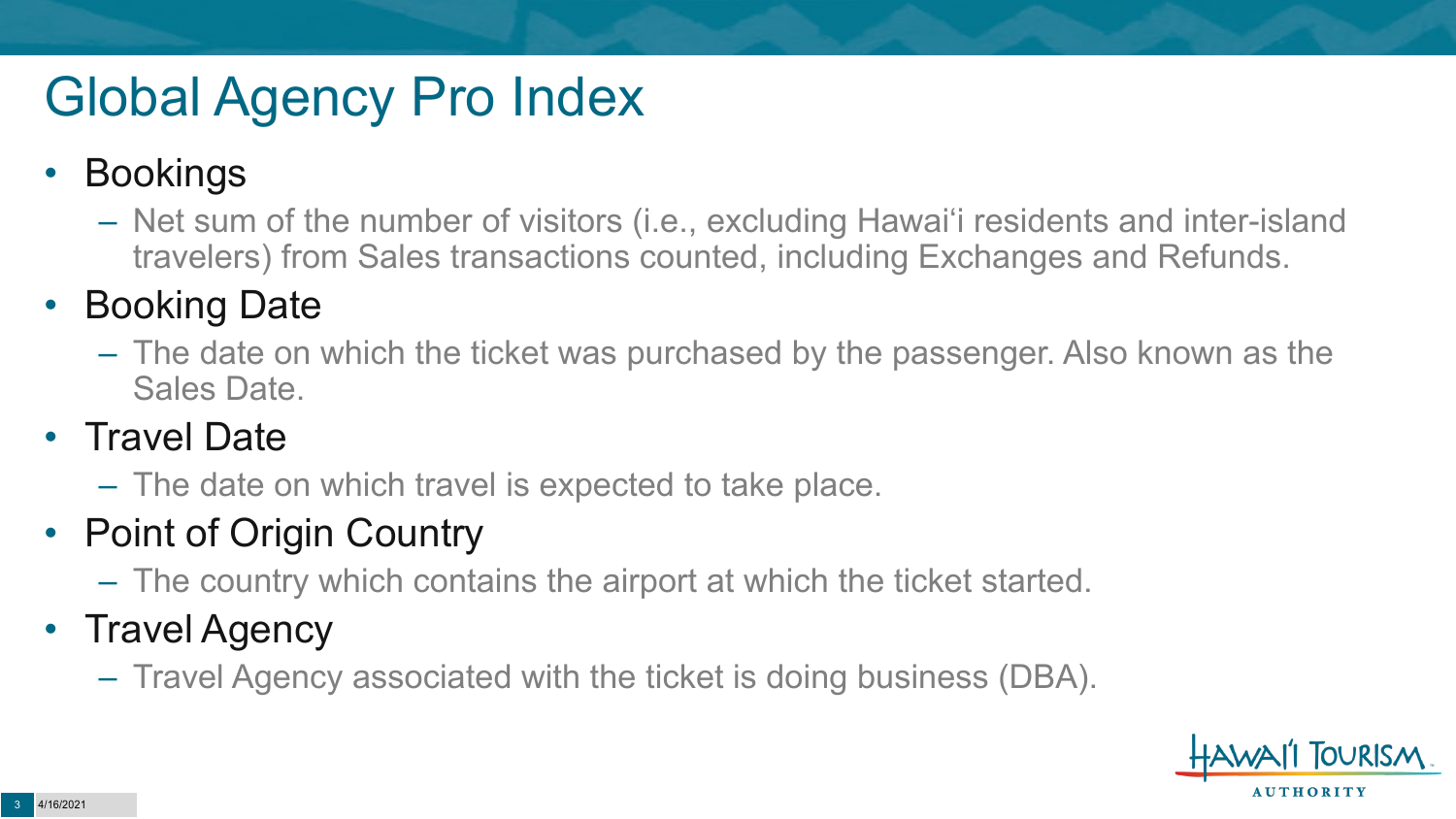# Global Agency Pro Index

- Bookings
  - Net sum of the number of visitors (i.e., excluding Hawai'i residents and inter-island travelers) from Sales transactions counted, including Exchanges and Refunds.
- Booking Date
  - The date on which the ticket was purchased by the passenger. Also known as the Sales Date.
- Travel Date
  - The date on which travel is expected to take place.
- Point of Origin Country
  - The country which contains the airport at which the ticket started.
- Travel Agency
  - Travel Agency associated with the ticket is doing business (DBA).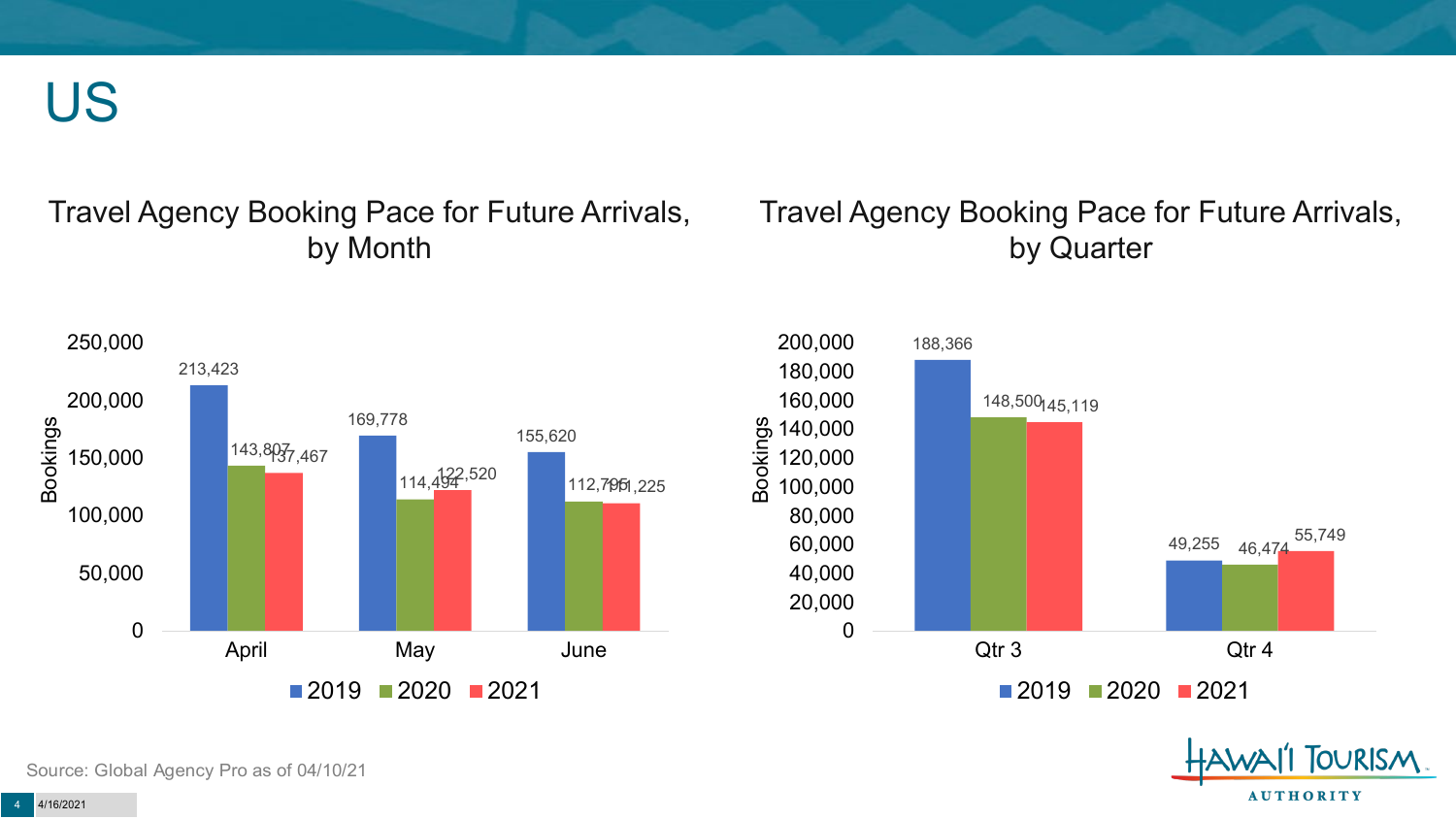# US

## Travel Agency Booking Pace for Future Arrivals, by Month

| Month | 2019 | 2020 | 2021 |
| --- | --- | --- | --- |
| April | 213,423 | 143,807 | 137,467 |
| May | 169,778 | 114,494 | 122,520 |
| June | 155,620 | 112,795 | 111,225 |

## Travel Agency Booking Pace for Future Arrivals, by Quarter

| Quarter | 2019 | 2020 | 2021 |
| --- | --- | --- | --- |
| Qtr 3 | 188,366 | 148,500 | 145,119 |
| Qtr 4 | 49,255 | 46,474 | 55,749 |

Source: Global Agency Pro as of 04/10/21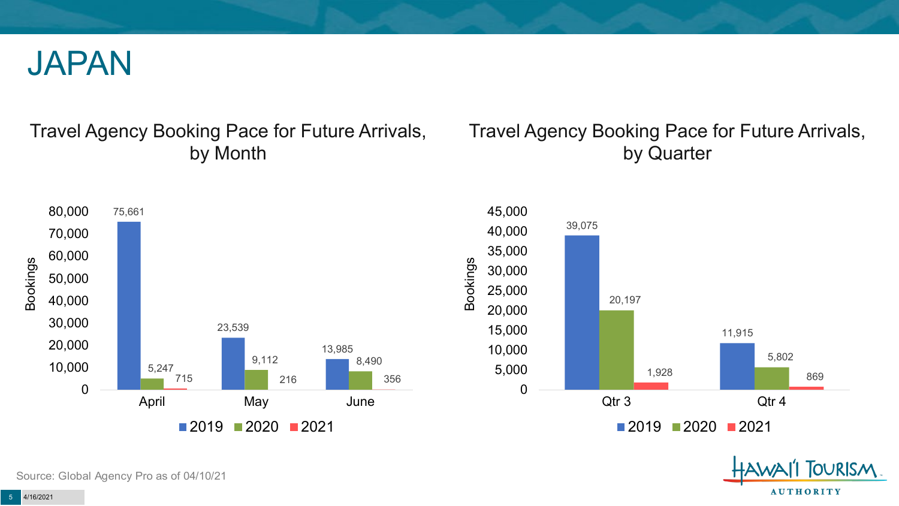# JAPAN

## Travel Agency Booking Pace for Future Arrivals, by Month

| Month | 2019 | 2020 | 2021 |
|---|---|---|---|
| April | 75,661 | 5,247 | 715 |
| May | 23,539 | 9,112 | 216 |
| June | 13,985 | 8,490 | 356 |

## Travel Agency Booking Pace for Future Arrivals, by Quarter

| Quarter | 2019 | 2020 | 2021 |
|---|---|---|---|
| Qtr 3 | 39,075 | 20,197 | 1,928 |
| Qtr 4 | 11,915 | 5,802 | 869 |

Source: Global Agency Pro as of 04/10/21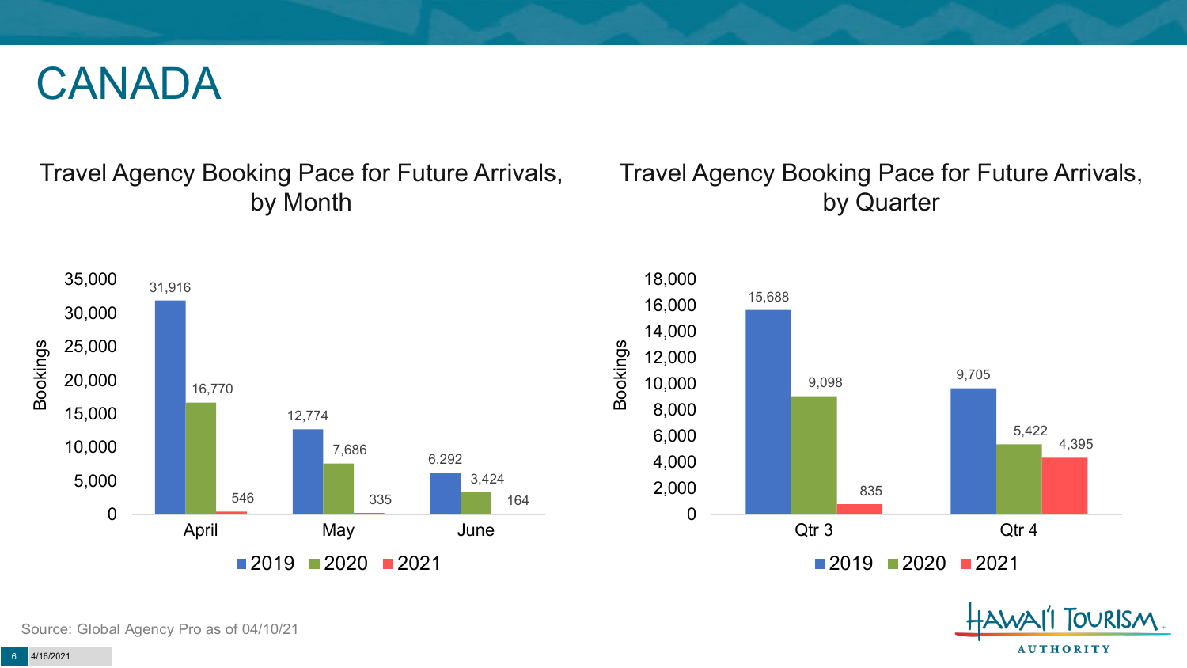# CANADA

## Travel Agency Booking Pace for Future Arrivals, by Month

| Month | 2019 | 2020 | 2021 |
|---|---|---|---|
| April | 31,916 | 16,770 | 546 |
| May | 12,774 | 7,686 | 335 |
| June | 6,292 | 3,424 | 164 |

## Travel Agency Booking Pace for Future Arrivals, by Quarter

| Quarter | 2019 | 2020 | 2021 |
|---|---|---|---|
| Qtr 3 | 15,688 | 9,098 | 835 |
| Qtr 4 | 9,705 | 5,422 | 4,395 |

Source: Global Agency Pro as of 04/10/21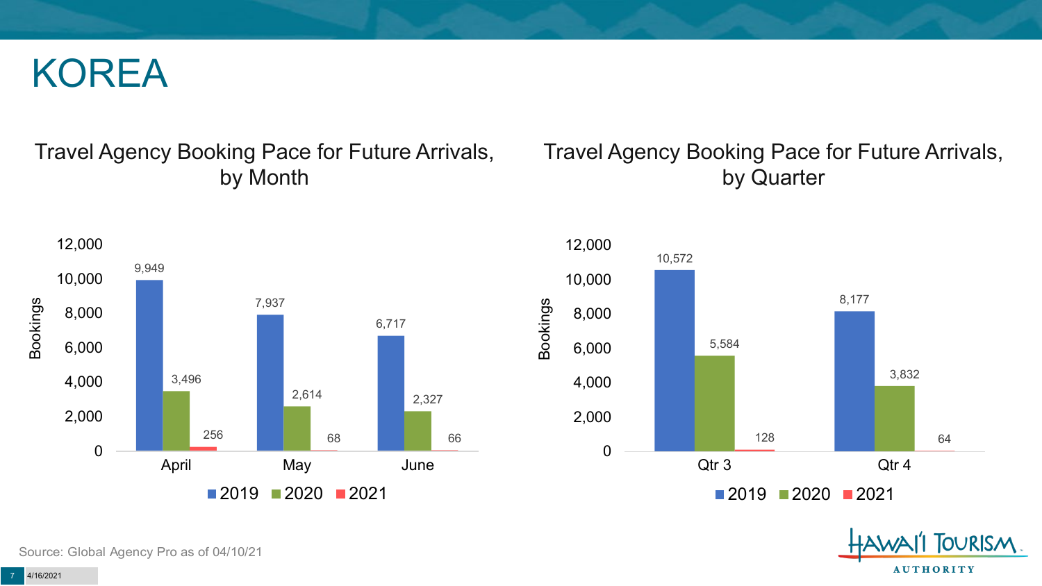# KOREA

## Travel Agency Booking Pace for Future Arrivals, by Month

| Month | 2019 | 2020 | 2021 |
| --- | --- | --- | --- |
| April | 9,949 | 3,496 | 256 |
| May | 7,937 | 2,614 | 68 |
| June | 6,717 | 2,327 | 66 |

## Travel Agency Booking Pace for Future Arrivals, by Quarter

| Quarter | 2019 | 2020 | 2021 |
| --- | --- | --- | --- |
| Qtr 3 | 10,572 | 5,584 | 128 |
| Qtr 4 | 8,177 | 3,832 | 64 |

Source: Global Agency Pro as of 04/10/21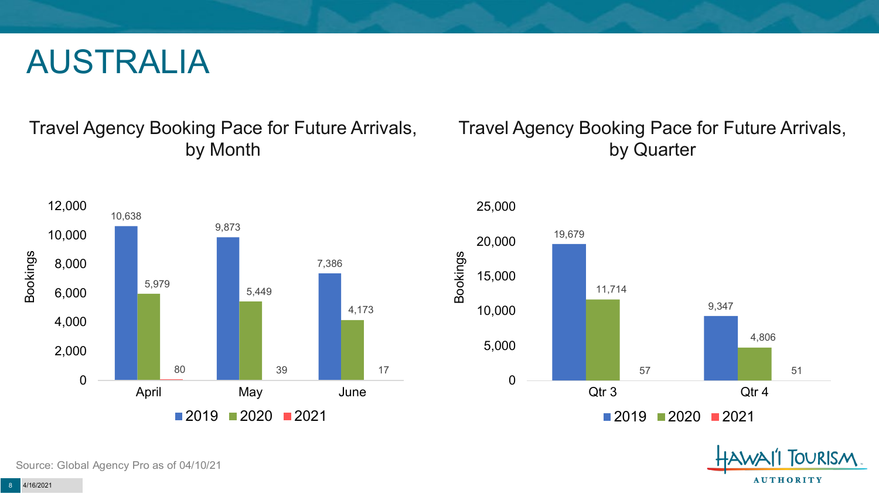# AUSTRALIA

## Travel Agency Booking Pace for Future Arrivals, by Month

| Month | 2019 | 2020 | 2021 |
|---|---|---|---|
| April | 10,638 | 5,979 | 80 |
| May | 9,873 | 5,449 | 39 |
| June | 7,386 | 4,173 | 17 |

## Travel Agency Booking Pace for Future Arrivals, by Quarter

| Quarter | 2019 | 2020 | 2021 |
|---|---|---|---|
| Qtr 3 | 19,679 | 11,714 | 57 |
| Qtr 4 | 9,347 | 4,806 | 51 |

Source: Global Agency Pro as of 04/10/21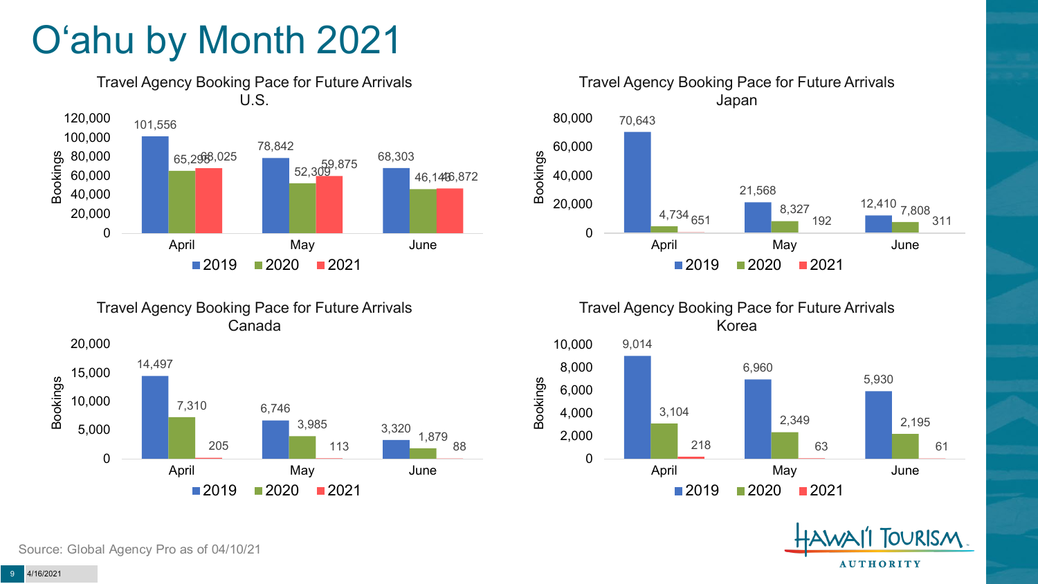# O'ahu by Month 2021

### Travel Agency Booking Pace for Future Arrivals U.S.

| Month | 2019 | 2020 | 2021 |
| --- | --- | --- | --- |
| April | 101,556 | 65,298 | 68,025 |
| May | 78,842 | 52,309 | 59,875 |
| June | 68,303 | 46,143 | 46,872 |

### Travel Agency Booking Pace for Future Arrivals Japan

| Month | 2019 | 2020 | 2021 |
| --- | --- | --- | --- |
| April | 70,643 | 4,734 | 651 |
| May | 21,568 | 8,327 | 192 |
| June | 12,410 | 7,808 | 311 |

### Travel Agency Booking Pace for Future Arrivals Canada

| Month | 2019 | 2020 | 2021 |
| --- | --- | --- | --- |
| April | 14,497 | 7,310 | 205 |
| May | 6,746 | 3,985 | 113 |
| June | 3,320 | 1,879 | 88 |

### Travel Agency Booking Pace for Future Arrivals Korea

| Month | 2019 | 2020 | 2021 |
| --- | --- | --- | --- |
| April | 9,014 | 3,104 | 218 |
| May | 6,960 | 2,349 | 63 |
| June | 5,930 | 2,195 | 61 |

Source: Global Agency Pro as of 04/10/21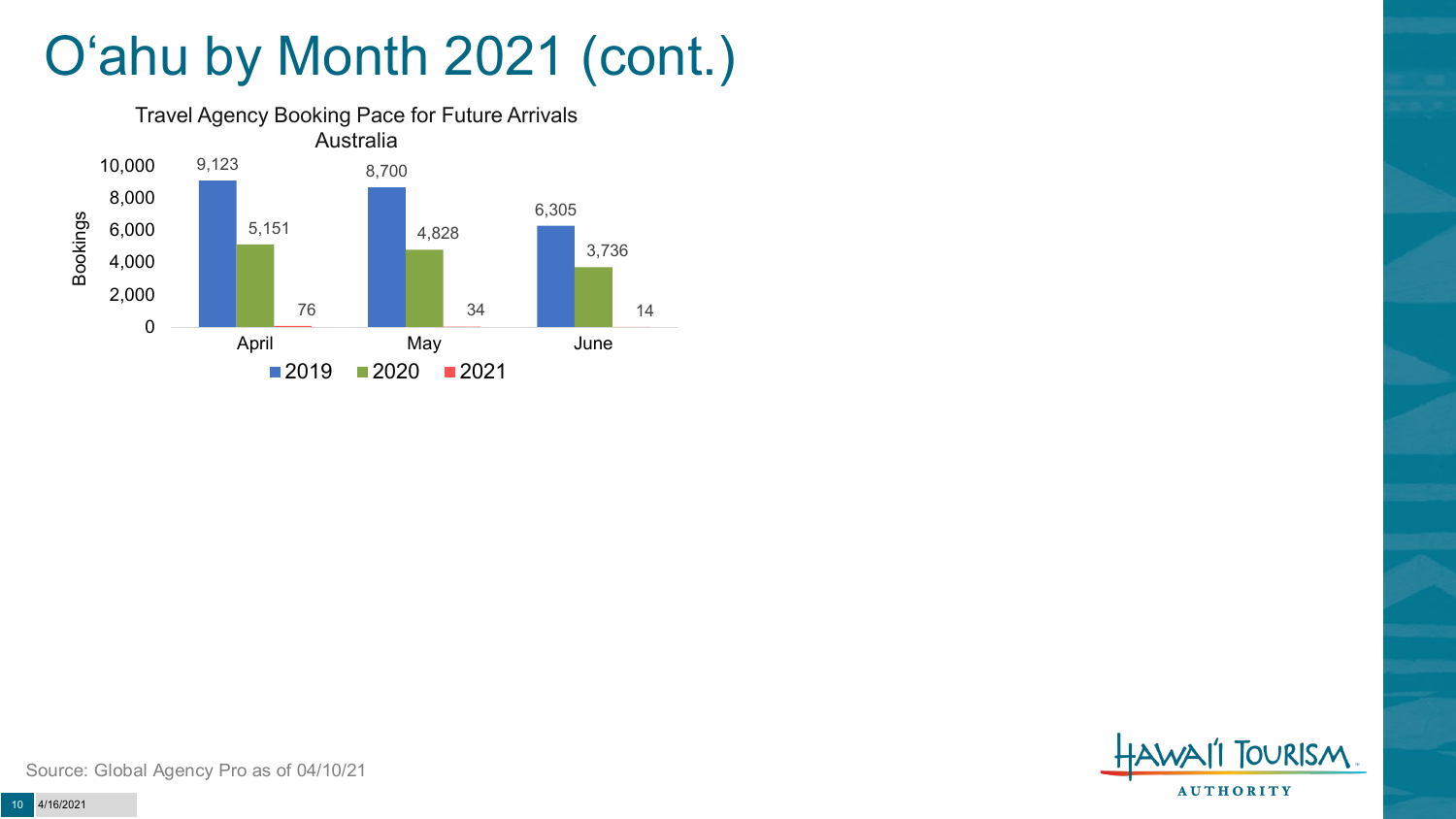# O'ahu by Month 2021 (cont.)

**Travel Agency Booking Pace for Future Arrivals**
**Australia**

| Month | 2019 | 2020 | 2021 |
| --- | --- | --- | --- |
| April | 9,123 | 5,151 | 76 |
| May | 8,700 | 4,828 | 34 |
| June | 6,305 | 3,736 | 14 |

Source: Global Agency Pro as of 04/10/21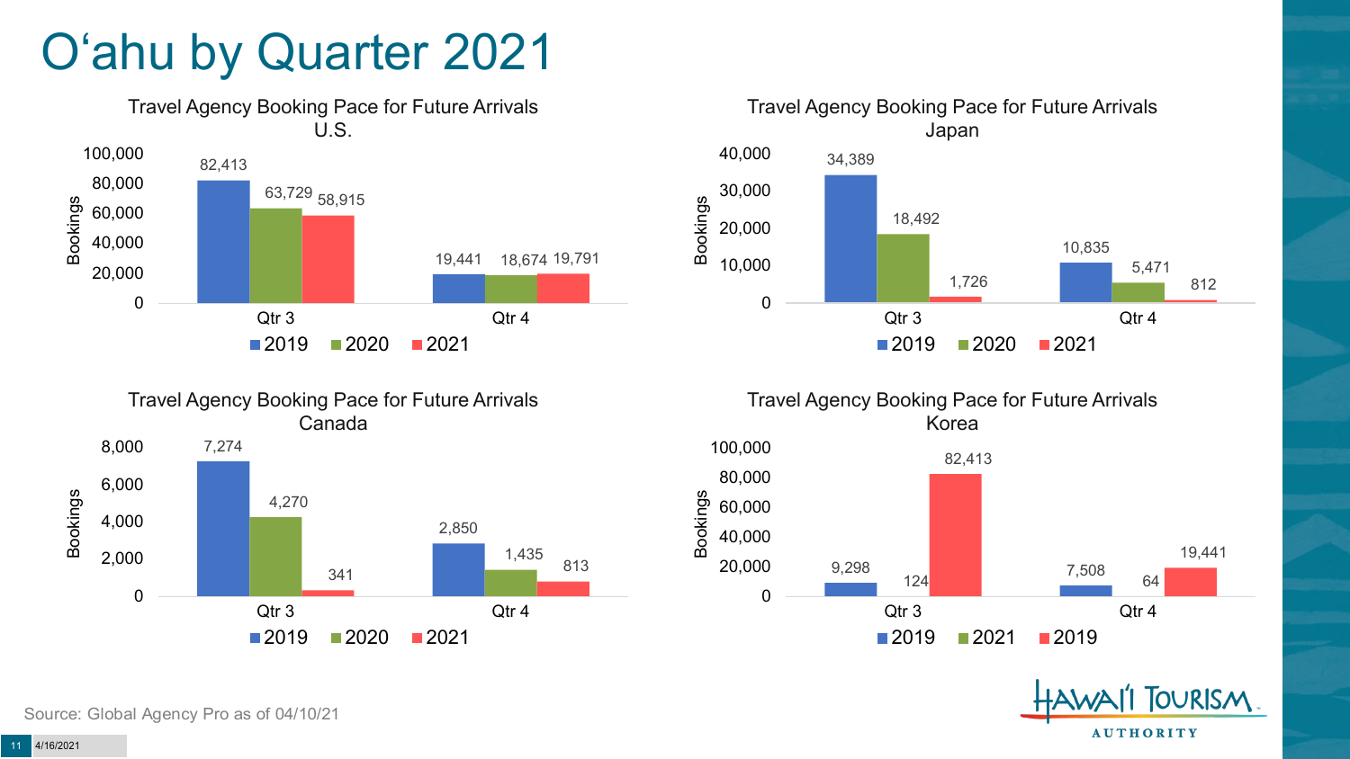# O'ahu by Quarter 2021

### Travel Agency Booking Pace for Future Arrivals U.S.

| Bookings | 2019 | 2020 | 2021 |
|---|---|---|---|
| Qtr 3 | 82,413 | 63,729 | 58,915 |
| Qtr 4 | 19,441 | 18,674 | 19,791 |

### Travel Agency Booking Pace for Future Arrivals Japan

| Bookings | 2019 | 2020 | 2021 |
|---|---|---|---|
| Qtr 3 | 34,389 | 18,492 | 1,726 |
| Qtr 4 | 10,835 | 5,471 | 812 |

### Travel Agency Booking Pace for Future Arrivals Canada

| Bookings | 2019 | 2020 | 2021 |
|---|---|---|---|
| Qtr 3 | 7,274 | 4,270 | 341 |
| Qtr 4 | 2,850 | 1,435 | 813 |

### Travel Agency Booking Pace for Future Arrivals Korea

| Bookings | 2019 | 2021 | 2019 |
|---|---|---|---|
| Qtr 3 | 9,298 | 124 | 82,413 |
| Qtr 4 | 7,508 | 64 | 19,441 |

Source: Global Agency Pro as of 04/10/21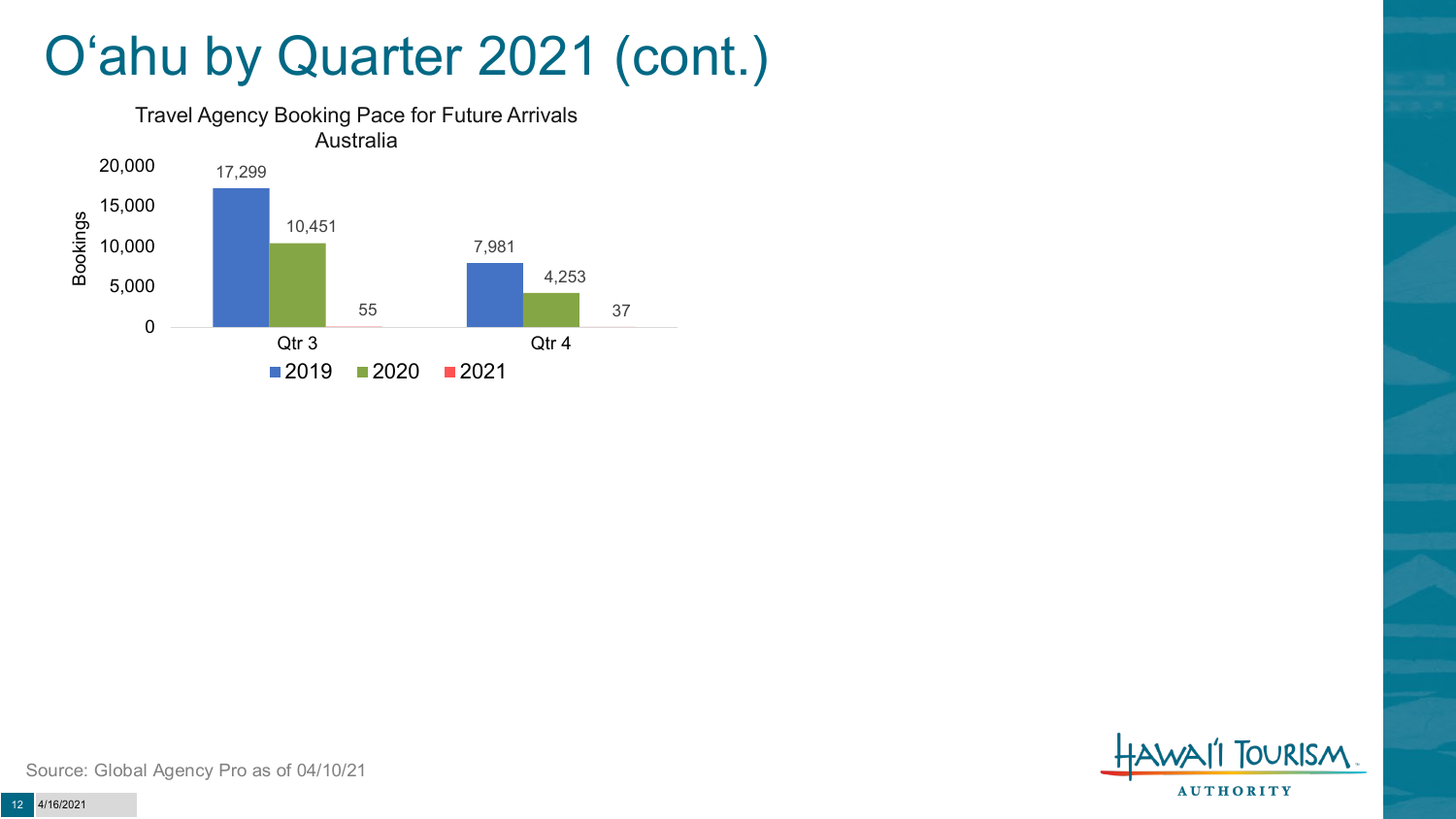# O'ahu by Quarter 2021 (cont.)

**Travel Agency Booking Pace for Future Arrivals — Australia**

| Bookings | 2019 | 2020 | 2021 |
|---|---|---|---|
| Qtr 3 | 17,299 | 10,451 | 55 |
| Qtr 4 | 7,981 | 4,253 | 37 |

Source: Global Agency Pro as of 04/10/21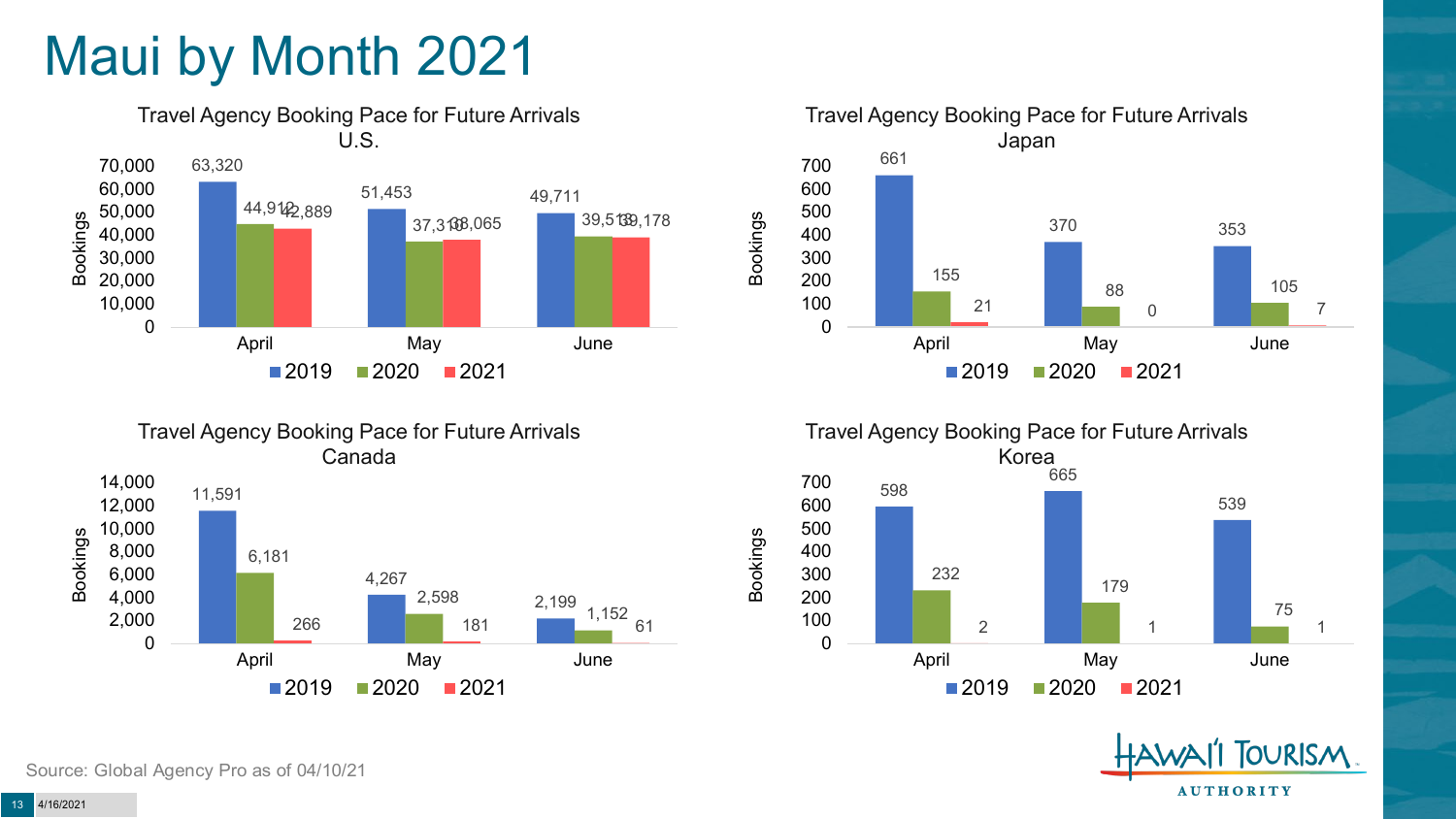# Maui by Month 2021

### Travel Agency Booking Pace for Future Arrivals U.S.

| Month | 2019 | 2020 | 2021 |
|---|---|---|---|
| April | 63,320 | 44,912 | 42,889 |
| May | 51,453 | 37,310 | 38,065 |
| June | 49,711 | 39,513 | 39,178 |

### Travel Agency Booking Pace for Future Arrivals Japan

| Month | 2019 | 2020 | 2021 |
|---|---|---|---|
| April | 661 | 155 | 21 |
| May | 370 | 88 | 0 |
| June | 353 | 105 | 7 |

### Travel Agency Booking Pace for Future Arrivals Canada

| Month | 2019 | 2020 | 2021 |
|---|---|---|---|
| April | 11,591 | 6,181 | 266 |
| May | 4,267 | 2,598 | 181 |
| June | 2,199 | 1,152 | 61 |

### Travel Agency Booking Pace for Future Arrivals Korea

| Month | 2019 | 2020 | 2021 |
|---|---|---|---|
| April | 598 | 232 | 2 |
| May | 665 | 179 | 1 |
| June | 539 | 75 | 1 |

Source: Global Agency Pro as of 04/10/21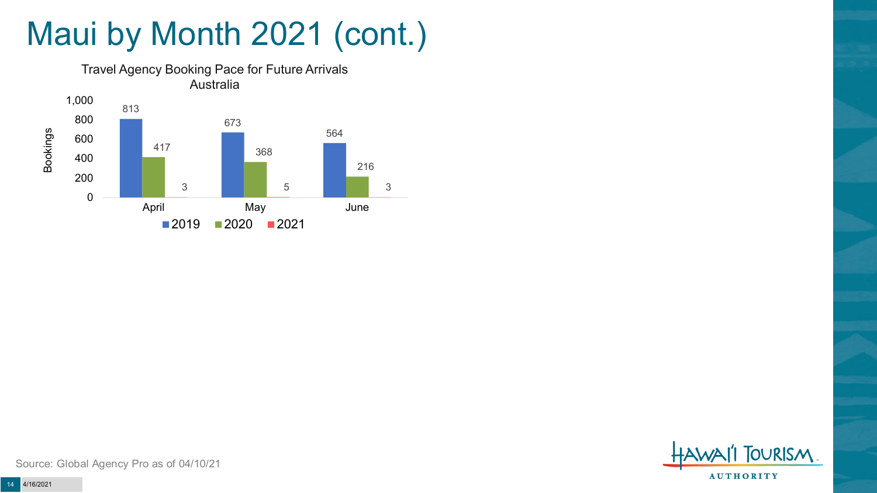# Maui by Month 2021 (cont.)

Travel Agency Booking Pace for Future Arrivals
Australia

| Month | 2019 | 2020 | 2021 |
| --- | --- | --- | --- |
| April | 813 | 417 | 3 |
| May | 673 | 368 | 5 |
| June | 564 | 216 | 3 |

Source: Global Agency Pro as of 04/10/21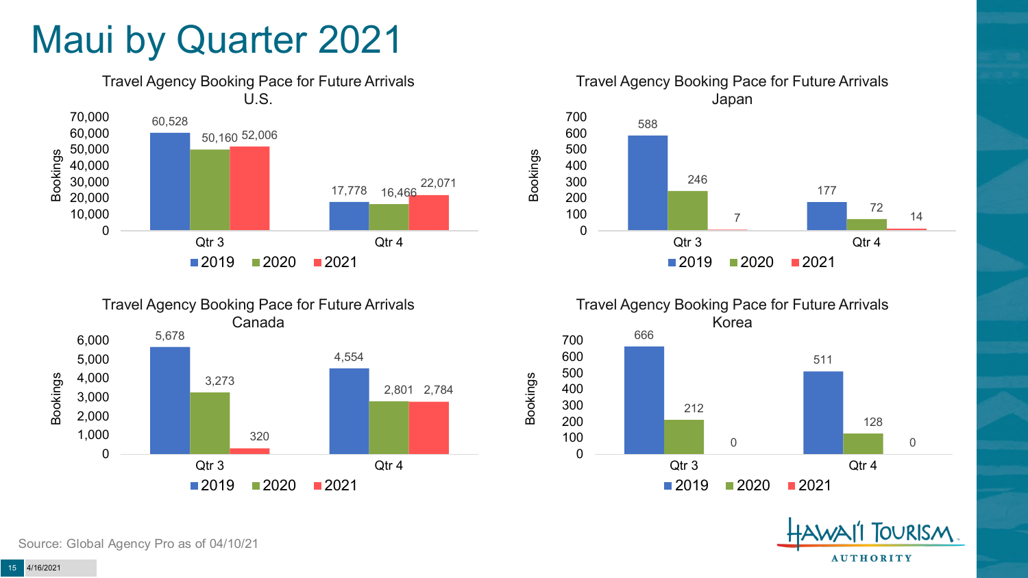# Maui by Quarter 2021

### Travel Agency Booking Pace for Future Arrivals U.S.

| Bookings | 2019 | 2020 | 2021 |
| --- | --- | --- | --- |
| Qtr 3 | 60,528 | 50,160 | 52,006 |
| Qtr 4 | 17,778 | 16,466 | 22,071 |

### Travel Agency Booking Pace for Future Arrivals Japan

| Bookings | 2019 | 2020 | 2021 |
| --- | --- | --- | --- |
| Qtr 3 | 588 | 246 | 7 |
| Qtr 4 | 177 | 72 | 14 |

### Travel Agency Booking Pace for Future Arrivals Canada

| Bookings | 2019 | 2020 | 2021 |
| --- | --- | --- | --- |
| Qtr 3 | 5,678 | 3,273 | 320 |
| Qtr 4 | 4,554 | 2,801 | 2,784 |

### Travel Agency Booking Pace for Future Arrivals Korea

| Bookings | 2019 | 2020 | 2021 |
| --- | --- | --- | --- |
| Qtr 3 | 666 | 212 | 0 |
| Qtr 4 | 511 | 128 | 0 |

Source: Global Agency Pro as of 04/10/21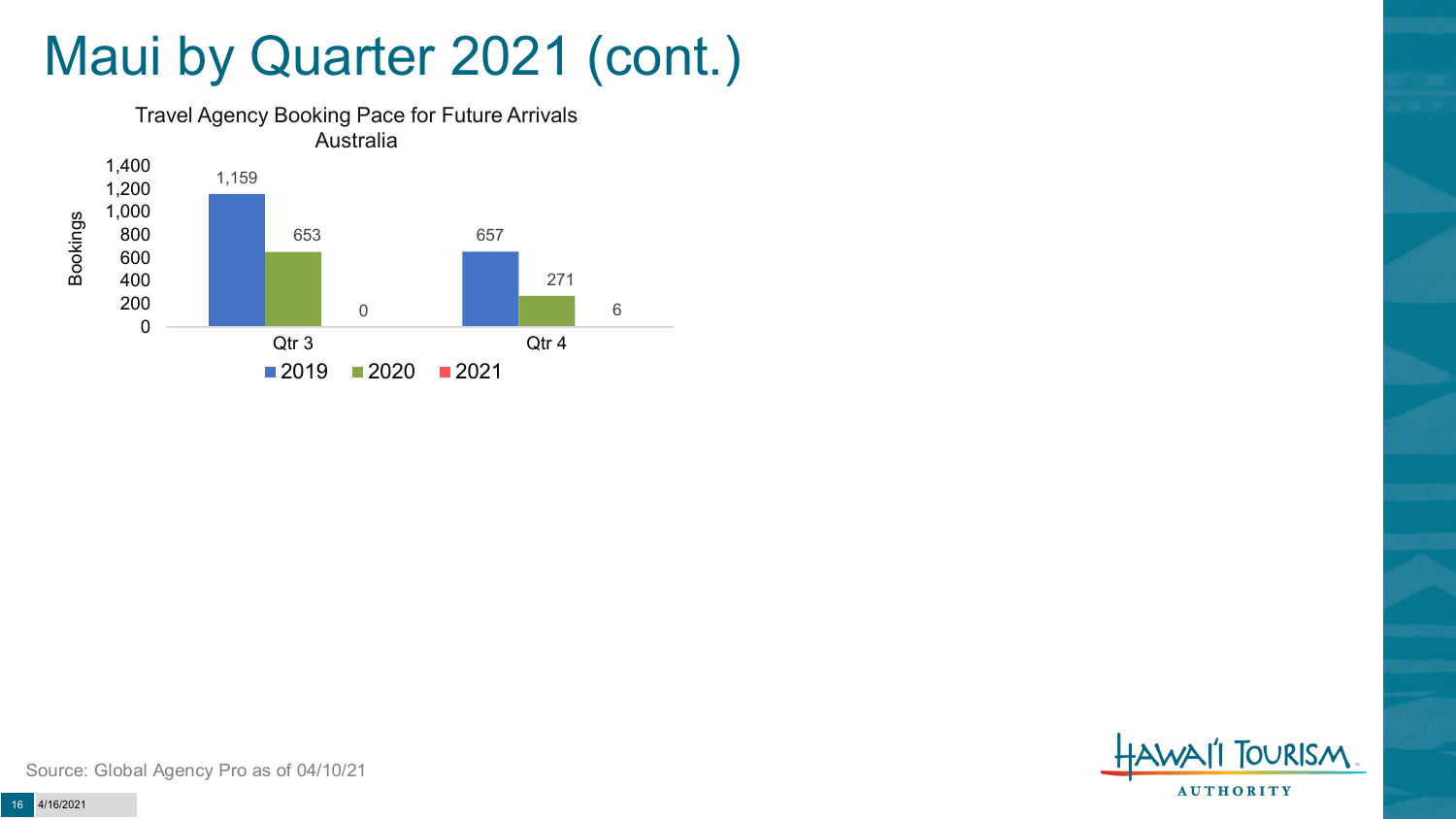# Maui by Quarter 2021 (cont.)

Travel Agency Booking Pace for Future Arrivals
Australia

| Quarter | 2019 | 2020 | 2021 |
|---|---|---|---|
| Qtr 3 | 1,159 | 653 | 0 |
| Qtr 4 | 657 | 271 | 6 |

Source: Global Agency Pro as of 04/10/21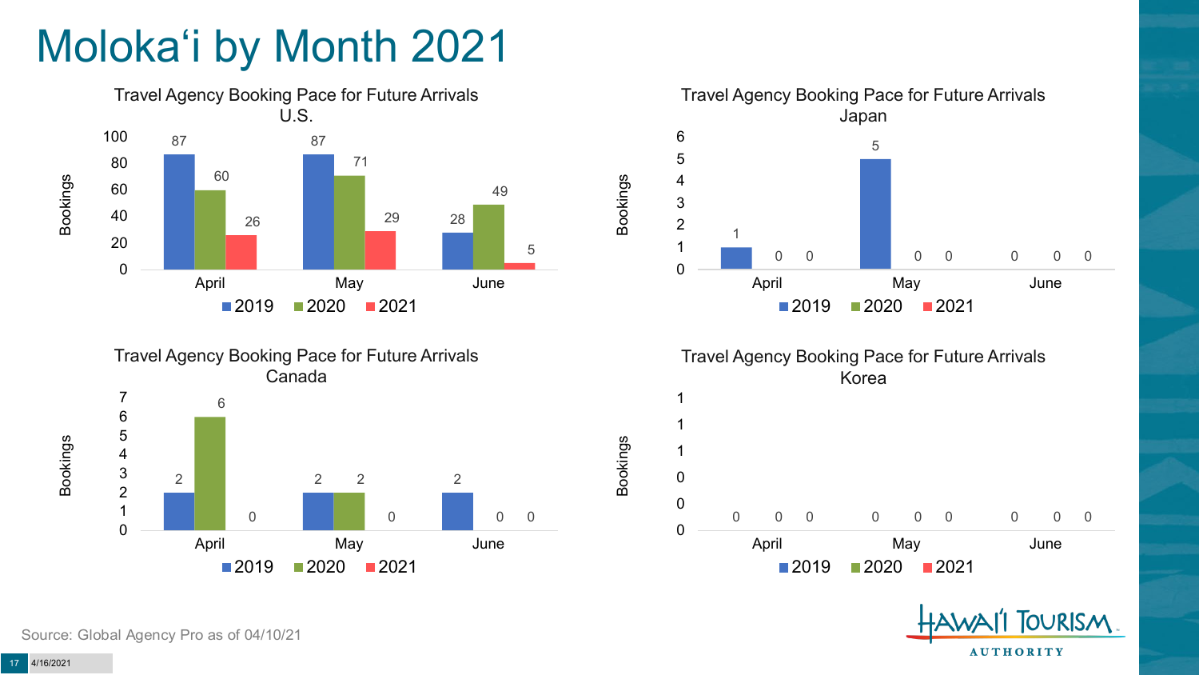# Moloka'i by Month 2021

### Travel Agency Booking Pace for Future Arrivals U.S.

| Bookings | 2019 | 2020 | 2021 |
| --- | --- | --- | --- |
| April | 87 | 60 | 26 |
| May | 87 | 71 | 29 |
| June | 28 | 49 | 5 |

### Travel Agency Booking Pace for Future Arrivals Japan

| Bookings | 2019 | 2020 | 2021 |
| --- | --- | --- | --- |
| April | 1 | 0 | 0 |
| May | 5 | 0 | 0 |
| June | 0 | 0 | 0 |

### Travel Agency Booking Pace for Future Arrivals Canada

| Bookings | 2019 | 2020 | 2021 |
| --- | --- | --- | --- |
| April | 2 | 6 | 0 |
| May | 2 | 2 | 0 |
| June | 2 | 0 | 0 |

### Travel Agency Booking Pace for Future Arrivals Korea

| Bookings | 2019 | 2020 | 2021 |
| --- | --- | --- | --- |
| April | 0 | 0 | 0 |
| May | 0 | 0 | 0 |
| June | 0 | 0 | 0 |

Source: Global Agency Pro as of 04/10/21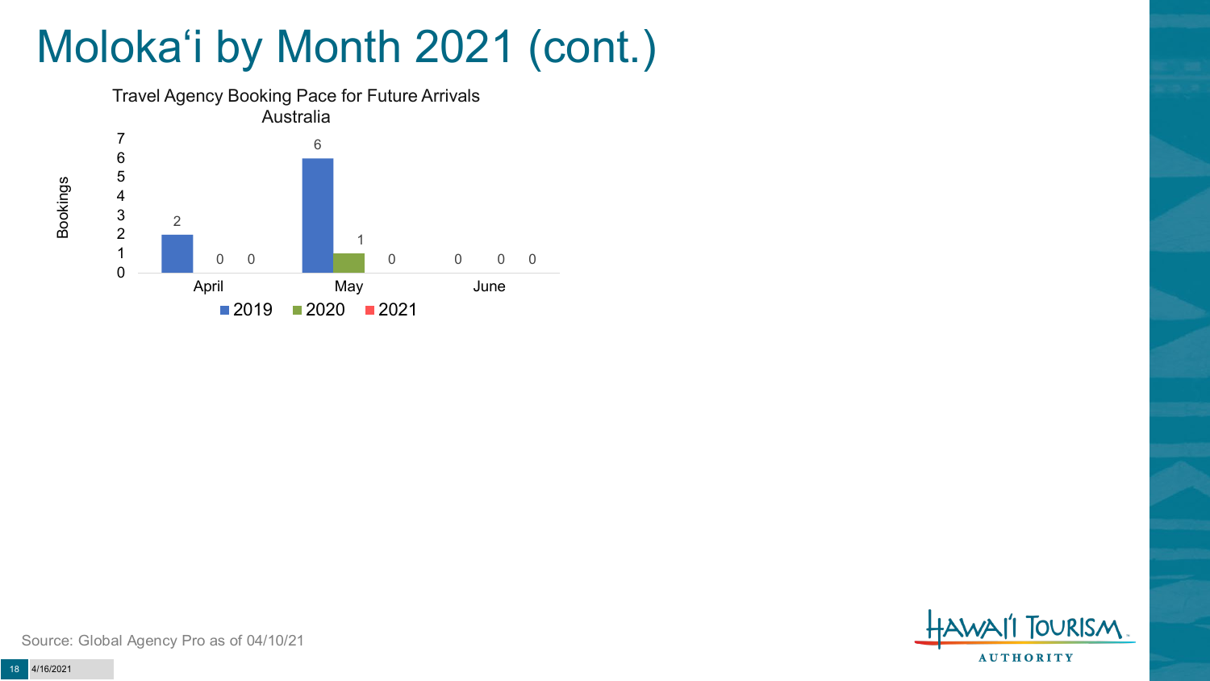# Molokaʻi by Month 2021 (cont.)

Travel Agency Booking Pace for Future Arrivals
Australia

| Bookings | 2019 | 2020 | 2021 |
| --- | --- | --- | --- |
| April | 2 | 0 | 0 |
| May | 6 | 1 | 0 |
| June | 0 | 0 | 0 |

Source: Global Agency Pro as of 04/10/21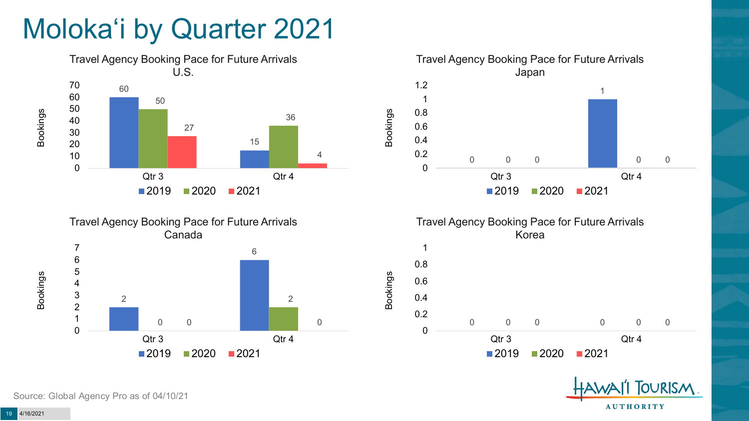# Moloka'i by Quarter 2021

### Travel Agency Booking Pace for Future Arrivals U.S.

| Bookings | 2019 | 2020 | 2021 |
|---|---|---|---|
| Qtr 3 | 60 | 50 | 27 |
| Qtr 4 | 15 | 36 | 4 |

### Travel Agency Booking Pace for Future Arrivals Japan

| Bookings | 2019 | 2020 | 2021 |
|---|---|---|---|
| Qtr 3 | 0 | 0 | 0 |
| Qtr 4 | 1 | 0 | 0 |

### Travel Agency Booking Pace for Future Arrivals Canada

| Bookings | 2019 | 2020 | 2021 |
|---|---|---|---|
| Qtr 3 | 2 | 0 | 0 |
| Qtr 4 | 6 | 2 | 0 |

### Travel Agency Booking Pace for Future Arrivals Korea

| Bookings | 2019 | 2020 | 2021 |
|---|---|---|---|
| Qtr 3 | 0 | 0 | 0 |
| Qtr 4 | 0 | 0 | 0 |

Source: Global Agency Pro as of 04/10/21

4/16/2021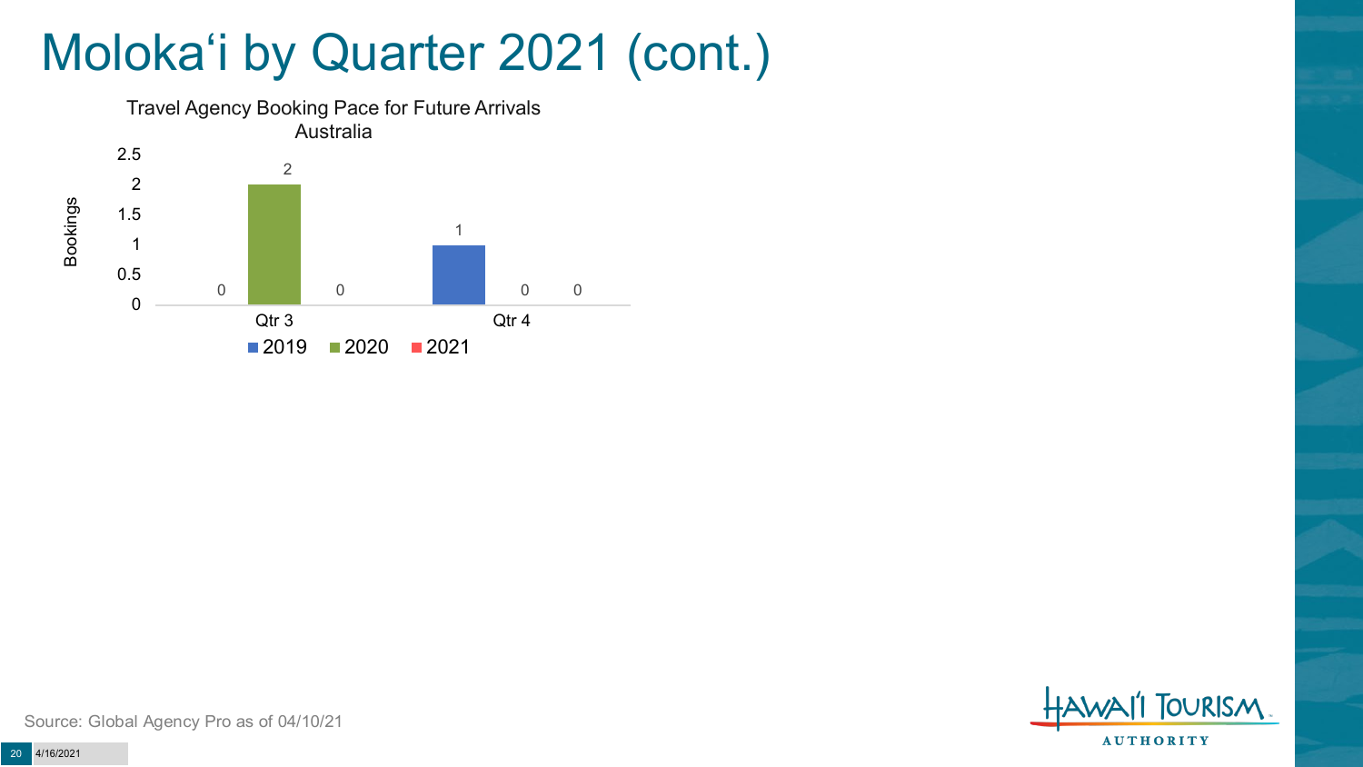# Moloka‘i by Quarter 2021 (cont.)

Travel Agency Booking Pace for Future Arrivals
Australia

| Bookings | 2019 | 2020 | 2021 |
| --- | --- | --- | --- |
| Qtr 3 | 0 | 2 | 0 |
| Qtr 4 | 1 | 0 | 0 |

Source: Global Agency Pro as of 04/10/21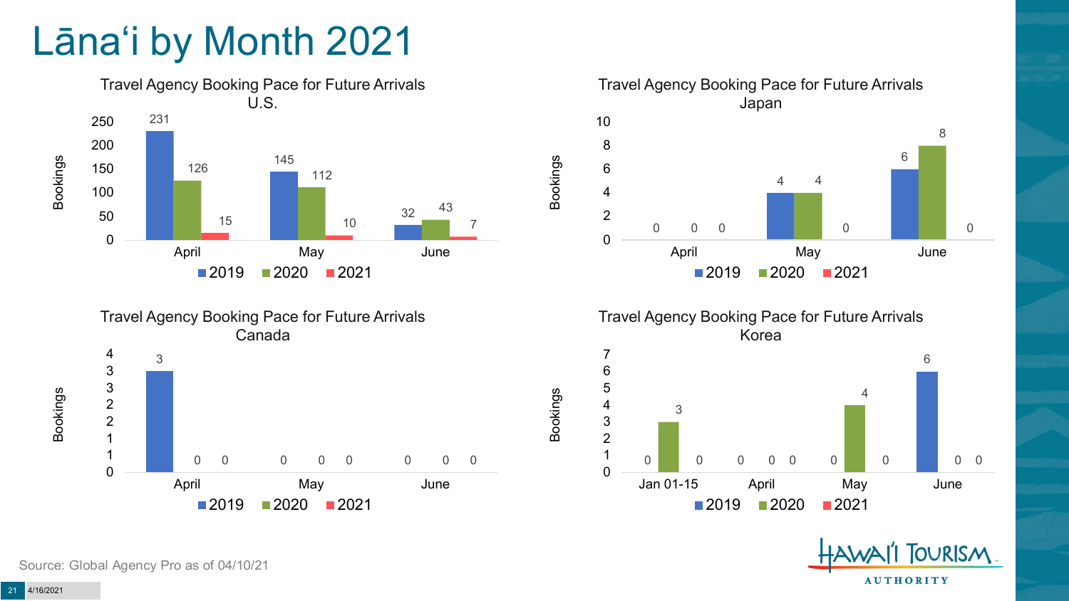# Lānaʻi by Month 2021

## Travel Agency Booking Pace for Future Arrivals U.S.

| Bookings | 2019 | 2020 | 2021 |
|---|---|---|---|
| April | 231 | 126 | 15 |
| May | 145 | 112 | 10 |
| June | 32 | 43 | 7 |

## Travel Agency Booking Pace for Future Arrivals Japan

| Bookings | 2019 | 2020 | 2021 |
|---|---|---|---|
| April | 0 | 0 | 0 |
| May | 4 | 4 | 0 |
| June | 6 | 8 | 0 |

## Travel Agency Booking Pace for Future Arrivals Canada

| Bookings | 2019 | 2020 | 2021 |
|---|---|---|---|
| April | 3 | 0 | 0 |
| May | 0 | 0 | 0 |
| June | 0 | 0 | 0 |

## Travel Agency Booking Pace for Future Arrivals Korea

| Bookings | 2019 | 2020 | 2021 |
|---|---|---|---|
| Jan 01-15 | 0 | 3 | 0 |
| April | 0 | 0 | 0 |
| May | 0 | 4 | 0 |
| June | 6 | 0 | 0 |

Source: Global Agency Pro as of 04/10/21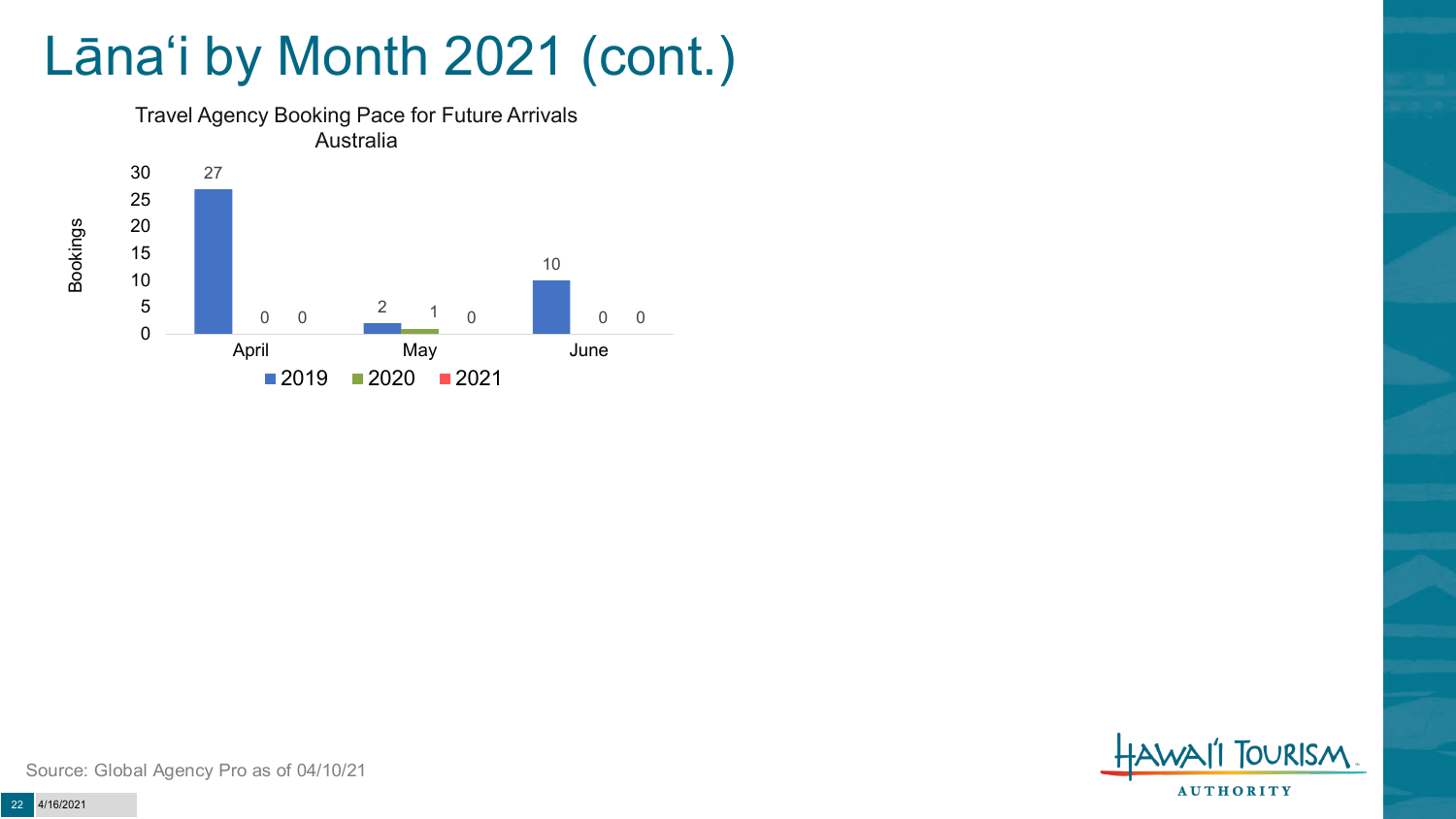# Lānaʻi by Month 2021 (cont.)

Travel Agency Booking Pace for Future Arrivals
Australia

| | 2019 | 2020 | 2021 |
|---|---|---|---|
| April | 27 | 0 | 0 |
| May | 2 | 1 | 0 |
| June | 10 | 0 | 0 |

Source: Global Agency Pro as of 04/10/21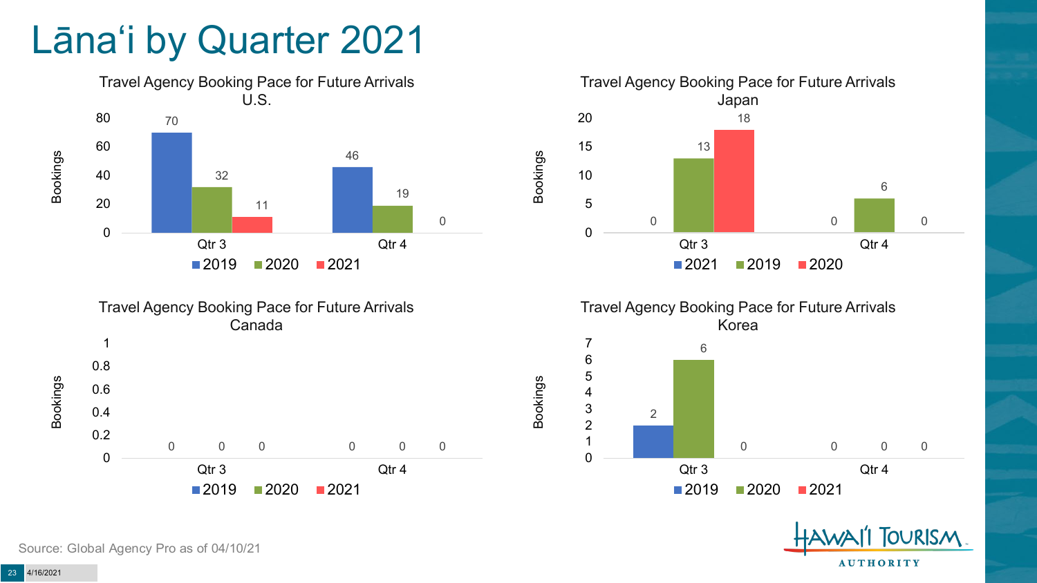# Lānaʻi by Quarter 2021

### Travel Agency Booking Pace for Future Arrivals U.S.

| | 2019 | 2020 | 2021 |
|---|---|---|---|
| Qtr 3 | 70 | 32 | 11 |
| Qtr 4 | 46 | 19 | 0 |

### Travel Agency Booking Pace for Future Arrivals Japan

| | 2021 | 2019 | 2020 |
|---|---|---|---|
| Qtr 3 | 0 | 13 | 18 |
| Qtr 4 | 0 | 6 | 0 |

### Travel Agency Booking Pace for Future Arrivals Canada

| | 2019 | 2020 | 2021 |
|---|---|---|---|
| Qtr 3 | 0 | 0 | 0 |
| Qtr 4 | 0 | 0 | 0 |

### Travel Agency Booking Pace for Future Arrivals Korea

| | 2019 | 2020 | 2021 |
|---|---|---|---|
| Qtr 3 | 2 | 6 | 0 |
| Qtr 4 | 0 | 0 | 0 |

Source: Global Agency Pro as of 04/10/21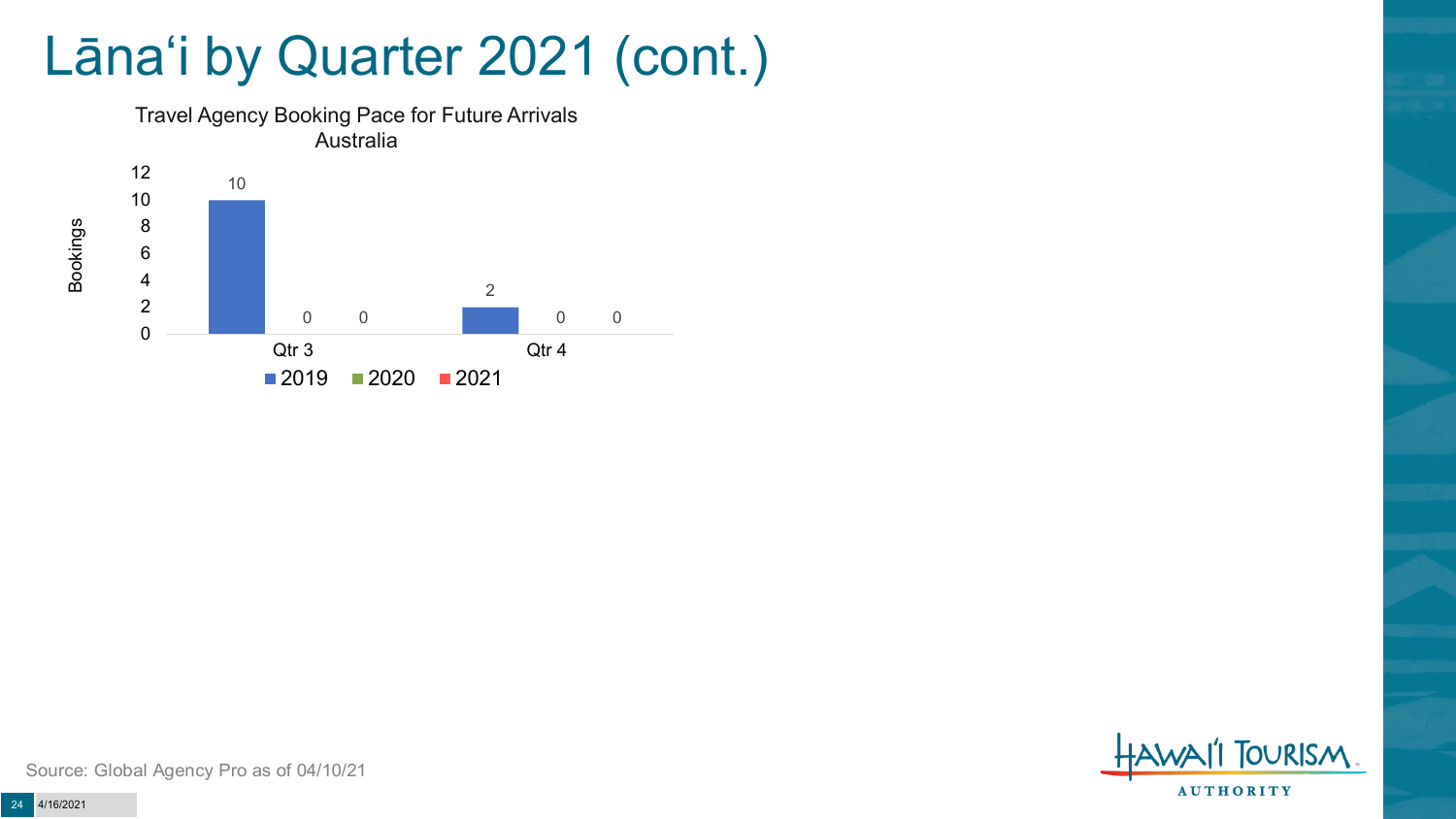# Lānaʻi by Quarter 2021 (cont.)

Travel Agency Booking Pace for Future Arrivals
Australia

| Bookings | 2019 | 2020 | 2021 |
|---|---|---|---|
| Qtr 3 | 10 | 0 | 0 |
| Qtr 4 | 2 | 0 | 0 |

Source: Global Agency Pro as of 04/10/21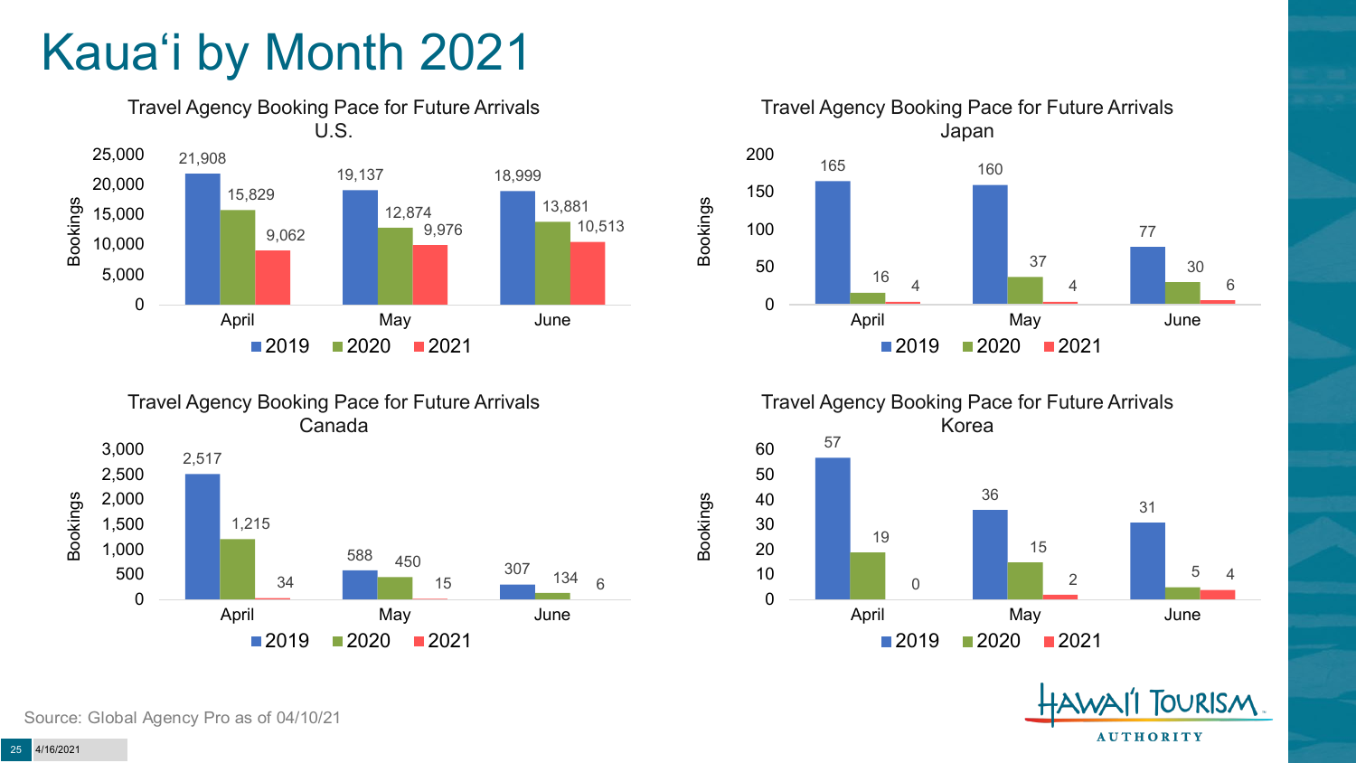# Kauaʻi by Month 2021

### Travel Agency Booking Pace for Future Arrivals U.S.

| Bookings | 2019 | 2020 | 2021 |
|---|---|---|---|
| April | 21,908 | 15,829 | 9,062 |
| May | 19,137 | 12,874 | 9,976 |
| June | 18,999 | 13,881 | 10,513 |

### Travel Agency Booking Pace for Future Arrivals Japan

| Bookings | 2019 | 2020 | 2021 |
|---|---|---|---|
| April | 165 | 16 | 4 |
| May | 160 | 37 | 4 |
| June | 77 | 30 | 6 |

### Travel Agency Booking Pace for Future Arrivals Canada

| Bookings | 2019 | 2020 | 2021 |
|---|---|---|---|
| April | 2,517 | 1,215 | 34 |
| May | 588 | 450 | 15 |
| June | 307 | 134 | 6 |

### Travel Agency Booking Pace for Future Arrivals Korea

| Bookings | 2019 | 2020 | 2021 |
|---|---|---|---|
| April | 57 | 19 | 0 |
| May | 36 | 15 | 2 |
| June | 31 | 5 | 4 |

Source: Global Agency Pro as of 04/10/21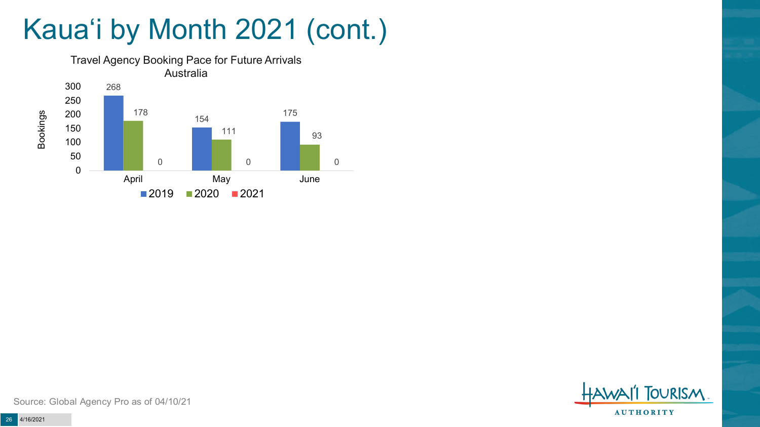# Kauaʻi by Month 2021 (cont.)

Travel Agency Booking Pace for Future Arrivals
Australia

| Month | 2019 | 2020 | 2021 |
| --- | --- | --- | --- |
| April | 268 | 178 | 0 |
| May | 154 | 111 | 0 |
| June | 175 | 93 | 0 |

Source: Global Agency Pro as of 04/10/21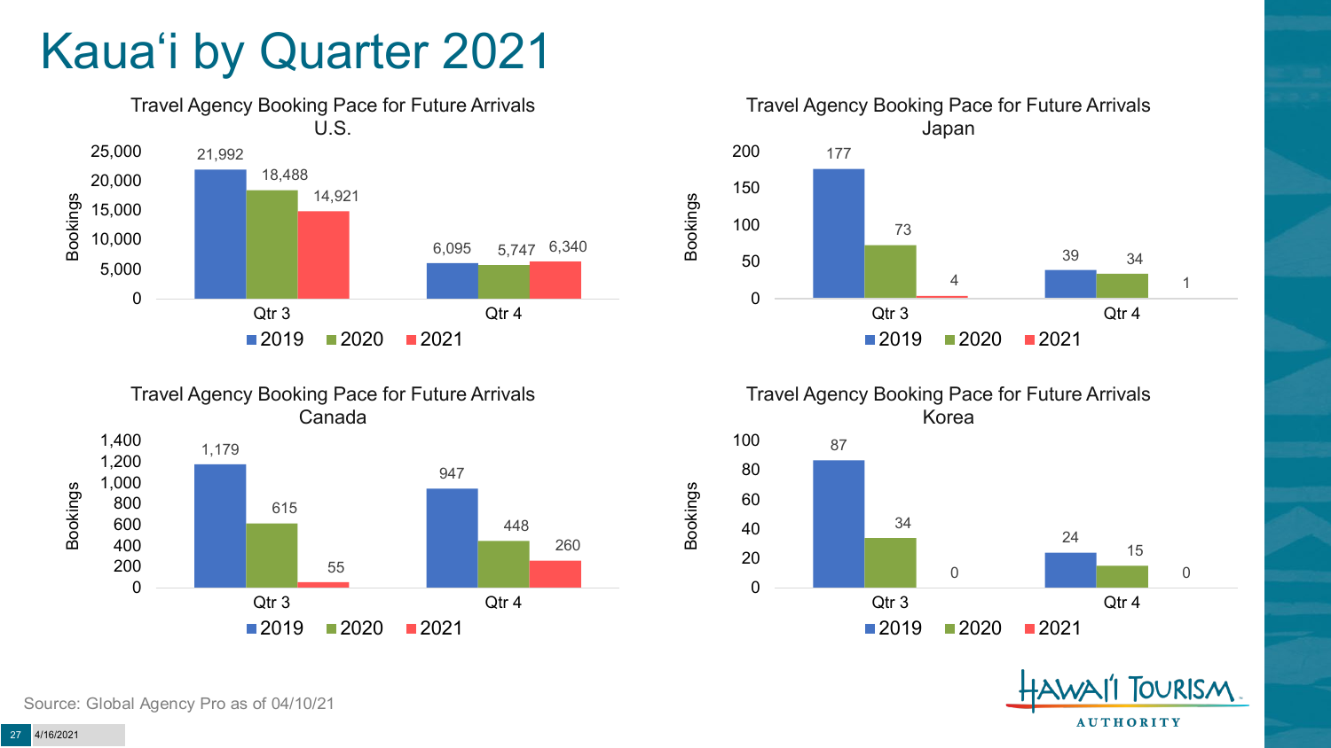# Kauaʻi by Quarter 2021

## Travel Agency Booking Pace for Future Arrivals U.S.

| Bookings | 2019 | 2020 | 2021 |
|---|---|---|---|
| Qtr 3 | 21,992 | 18,488 | 14,921 |
| Qtr 4 | 6,095 | 5,747 | 6,340 |

## Travel Agency Booking Pace for Future Arrivals Japan

| Bookings | 2019 | 2020 | 2021 |
|---|---|---|---|
| Qtr 3 | 177 | 73 | 4 |
| Qtr 4 | 39 | 34 | 1 |

## Travel Agency Booking Pace for Future Arrivals Canada

| Bookings | 2019 | 2020 | 2021 |
|---|---|---|---|
| Qtr 3 | 1,179 | 615 | 55 |
| Qtr 4 | 947 | 448 | 260 |

## Travel Agency Booking Pace for Future Arrivals Korea

| Bookings | 2019 | 2020 | 2021 |
|---|---|---|---|
| Qtr 3 | 87 | 34 | 0 |
| Qtr 4 | 24 | 15 | 0 |

Source: Global Agency Pro as of 04/10/21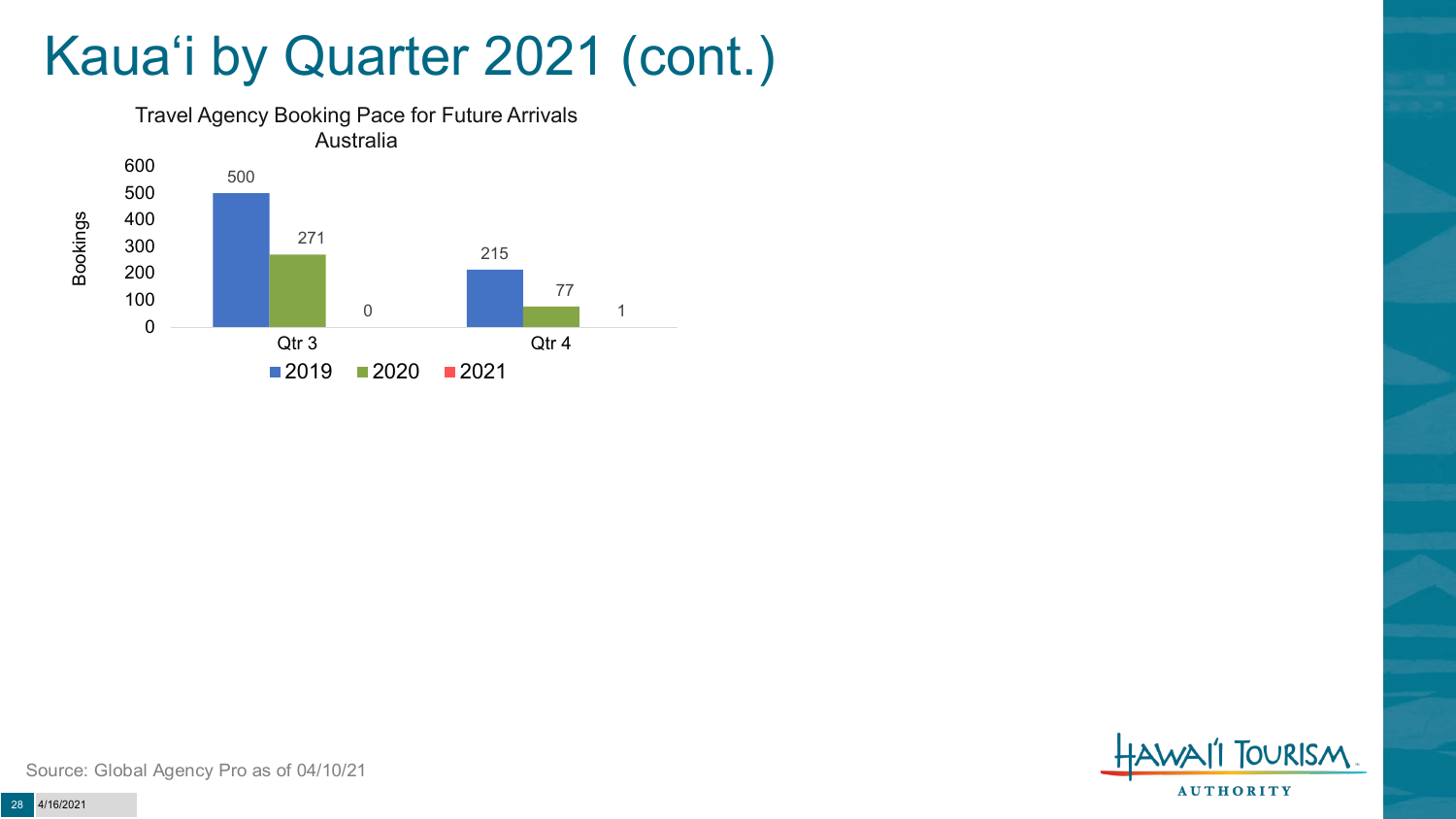# Kaua'i by Quarter 2021 (cont.)

Travel Agency Booking Pace for Future Arrivals
Australia

| Bookings | 2019 | 2020 | 2021 |
| --- | --- | --- | --- |
| Qtr 3 | 500 | 271 | 0 |
| Qtr 4 | 215 | 77 | 1 |

Source: Global Agency Pro as of 04/10/21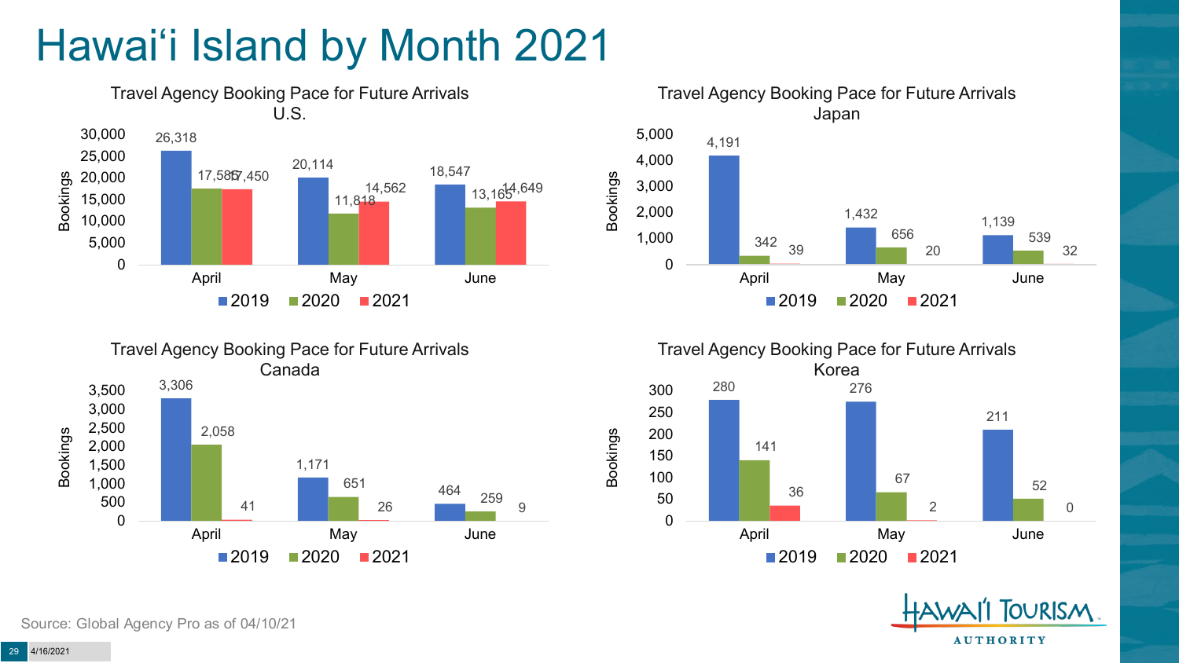# Hawai'i Island by Month 2021

### Travel Agency Booking Pace for Future Arrivals U.S.

| Month | 2019 | 2020 | 2021 |
|---|---|---|---|
| April | 26,318 | 17,585 | 17,450 |
| May | 20,114 | 11,818 | 14,562 |
| June | 18,547 | 13,165 | 14,649 |

### Travel Agency Booking Pace for Future Arrivals Japan

| Month | 2019 | 2020 | 2021 |
|---|---|---|---|
| April | 4,191 | 342 | 39 |
| May | 1,432 | 656 | 20 |
| June | 1,139 | 539 | 32 |

### Travel Agency Booking Pace for Future Arrivals Canada

| Month | 2019 | 2020 | 2021 |
|---|---|---|---|
| April | 3,306 | 2,058 | 41 |
| May | 1,171 | 651 | 26 |
| June | 464 | 259 | 9 |

### Travel Agency Booking Pace for Future Arrivals Korea

| Month | 2019 | 2020 | 2021 |
|---|---|---|---|
| April | 280 | 141 | 36 |
| May | 276 | 67 | 2 |
| June | 211 | 52 | 0 |

Source: Global Agency Pro as of 04/10/21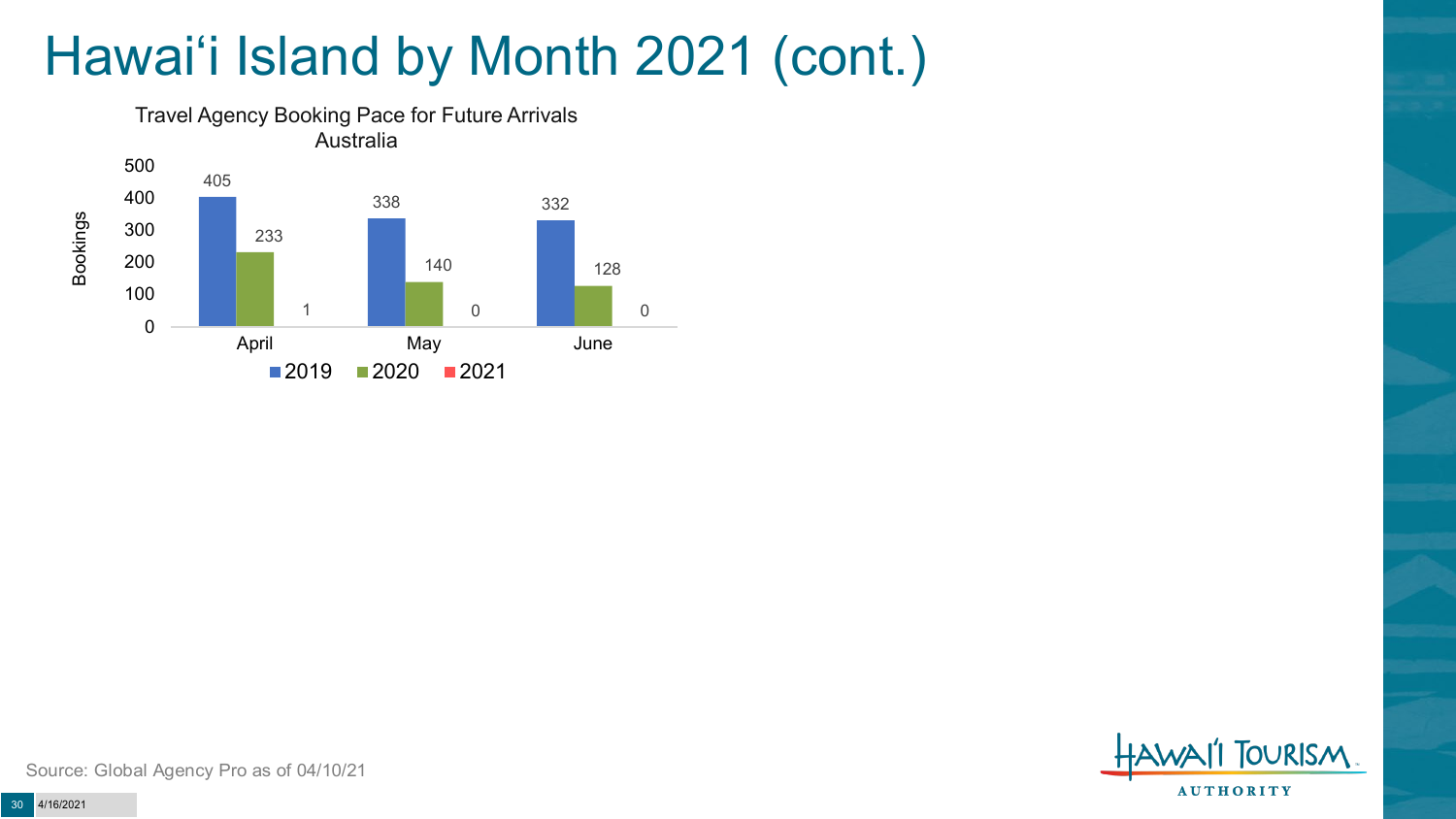# Hawai‘i Island by Month 2021 (cont.)

Travel Agency Booking Pace for Future Arrivals
Australia

| Month | 2019 | 2020 | 2021 |
| --- | --- | --- | --- |
| April | 405 | 233 | 1 |
| May | 338 | 140 | 0 |
| June | 332 | 128 | 0 |

Source: Global Agency Pro as of 04/10/21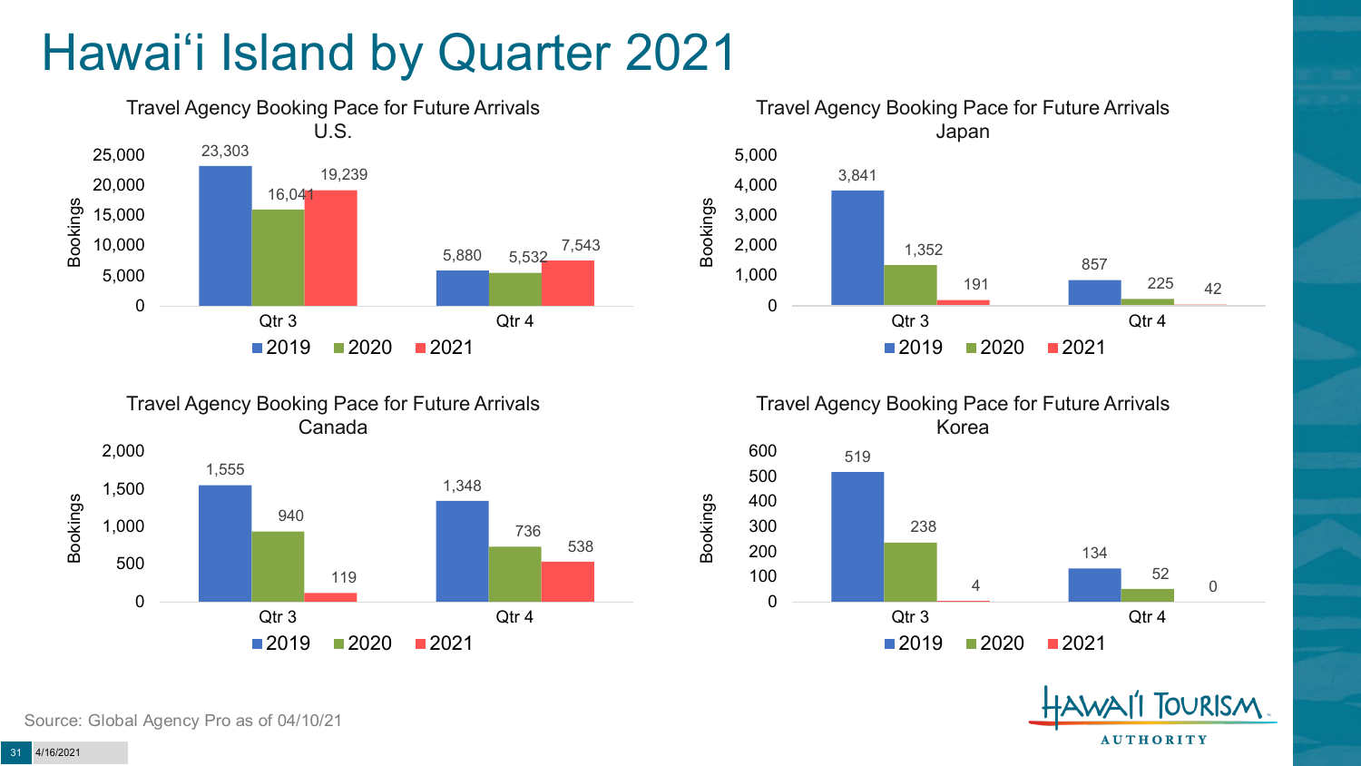# Hawai'i Island by Quarter 2021

### Travel Agency Booking Pace for Future Arrivals U.S.

| Bookings | 2019 | 2020 | 2021 |
|---|---|---|---|
| Qtr 3 | 23,303 | 16,041 | 19,239 |
| Qtr 4 | 5,880 | 5,532 | 7,543 |

### Travel Agency Booking Pace for Future Arrivals Japan

| Bookings | 2019 | 2020 | 2021 |
|---|---|---|---|
| Qtr 3 | 3,841 | 1,352 | 191 |
| Qtr 4 | 857 | 225 | 42 |

### Travel Agency Booking Pace for Future Arrivals Canada

| Bookings | 2019 | 2020 | 2021 |
|---|---|---|---|
| Qtr 3 | 1,555 | 940 | 119 |
| Qtr 4 | 1,348 | 736 | 538 |

### Travel Agency Booking Pace for Future Arrivals Korea

| Bookings | 2019 | 2020 | 2021 |
|---|---|---|---|
| Qtr 3 | 519 | 238 | 4 |
| Qtr 4 | 134 | 52 | 0 |

Source: Global Agency Pro as of 04/10/21

4/16/2021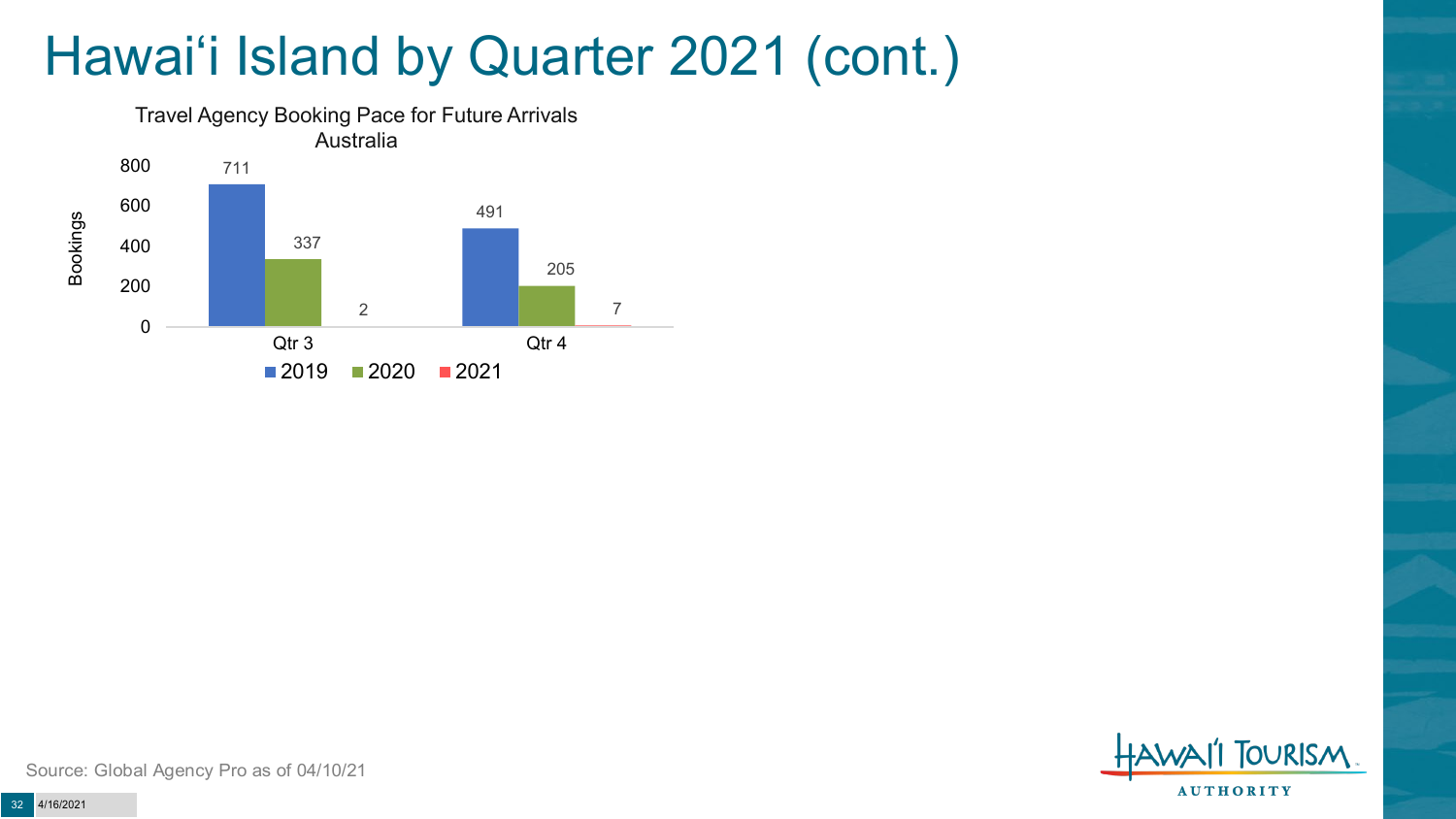# Hawai‘i Island by Quarter 2021 (cont.)

Travel Agency Booking Pace for Future Arrivals
Australia

Bookings

800
600
400
200
0

711
337
2
491
205
7

Qtr 3
Qtr 4

2019
2020
2021

Source: Global Agency Pro as of 04/10/21